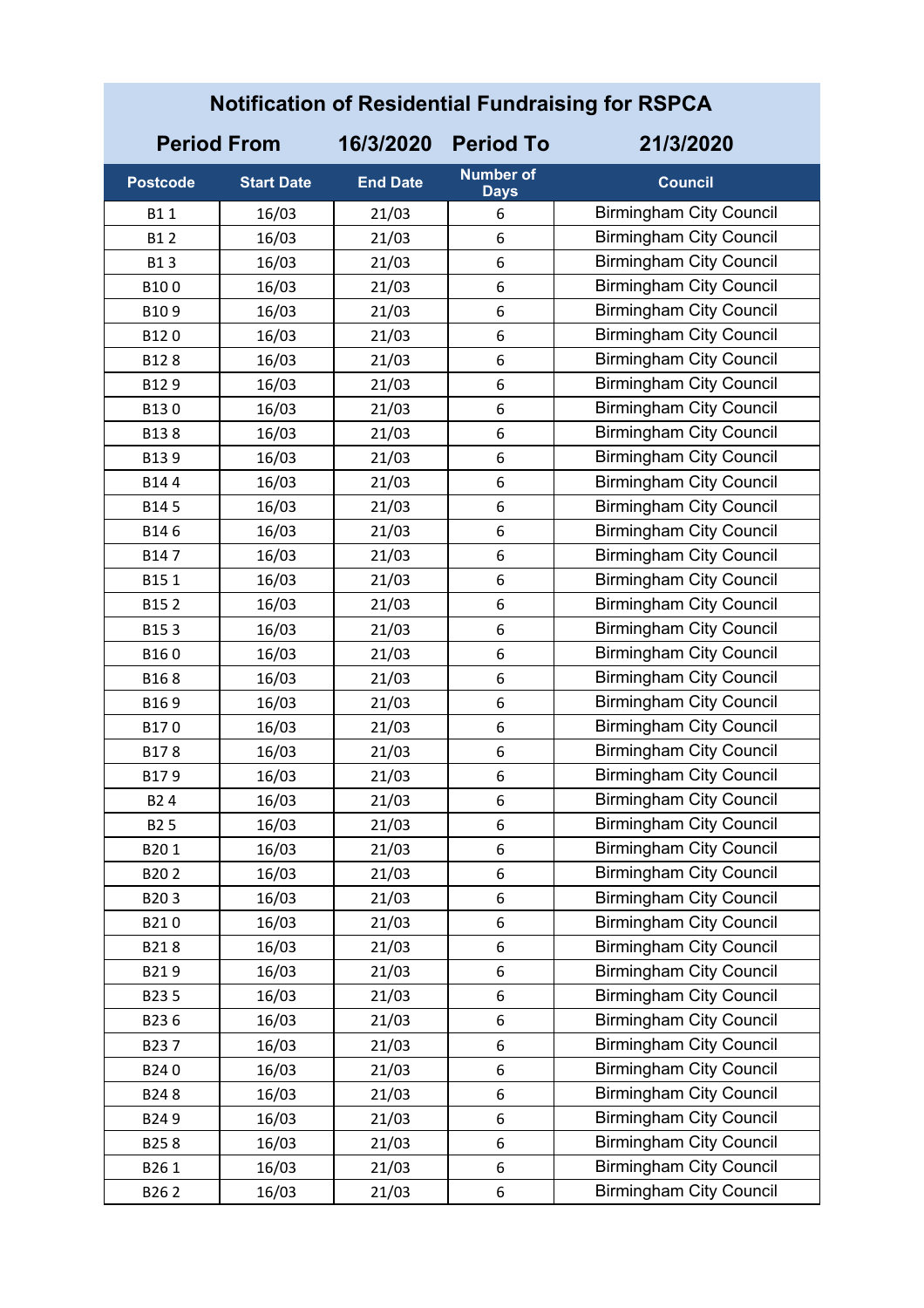# Notification of Residential Fundraising for RSPCA

## Period From 16/3/2020 Period To 21/3/2020

| Postcode | Start Date | End Date | Number of Days | Council |
|---|---|---|---|---|
| B1 1 | 16/03 | 21/03 | 6 | Birmingham City Council |
| B1 2 | 16/03 | 21/03 | 6 | Birmingham City Council |
| B1 3 | 16/03 | 21/03 | 6 | Birmingham City Council |
| B10 0 | 16/03 | 21/03 | 6 | Birmingham City Council |
| B10 9 | 16/03 | 21/03 | 6 | Birmingham City Council |
| B12 0 | 16/03 | 21/03 | 6 | Birmingham City Council |
| B12 8 | 16/03 | 21/03 | 6 | Birmingham City Council |
| B12 9 | 16/03 | 21/03 | 6 | Birmingham City Council |
| B13 0 | 16/03 | 21/03 | 6 | Birmingham City Council |
| B13 8 | 16/03 | 21/03 | 6 | Birmingham City Council |
| B13 9 | 16/03 | 21/03 | 6 | Birmingham City Council |
| B14 4 | 16/03 | 21/03 | 6 | Birmingham City Council |
| B14 5 | 16/03 | 21/03 | 6 | Birmingham City Council |
| B14 6 | 16/03 | 21/03 | 6 | Birmingham City Council |
| B14 7 | 16/03 | 21/03 | 6 | Birmingham City Council |
| B15 1 | 16/03 | 21/03 | 6 | Birmingham City Council |
| B15 2 | 16/03 | 21/03 | 6 | Birmingham City Council |
| B15 3 | 16/03 | 21/03 | 6 | Birmingham City Council |
| B16 0 | 16/03 | 21/03 | 6 | Birmingham City Council |
| B16 8 | 16/03 | 21/03 | 6 | Birmingham City Council |
| B16 9 | 16/03 | 21/03 | 6 | Birmingham City Council |
| B17 0 | 16/03 | 21/03 | 6 | Birmingham City Council |
| B17 8 | 16/03 | 21/03 | 6 | Birmingham City Council |
| B17 9 | 16/03 | 21/03 | 6 | Birmingham City Council |
| B2 4 | 16/03 | 21/03 | 6 | Birmingham City Council |
| B2 5 | 16/03 | 21/03 | 6 | Birmingham City Council |
| B20 1 | 16/03 | 21/03 | 6 | Birmingham City Council |
| B20 2 | 16/03 | 21/03 | 6 | Birmingham City Council |
| B20 3 | 16/03 | 21/03 | 6 | Birmingham City Council |
| B21 0 | 16/03 | 21/03 | 6 | Birmingham City Council |
| B21 8 | 16/03 | 21/03 | 6 | Birmingham City Council |
| B21 9 | 16/03 | 21/03 | 6 | Birmingham City Council |
| B23 5 | 16/03 | 21/03 | 6 | Birmingham City Council |
| B23 6 | 16/03 | 21/03 | 6 | Birmingham City Council |
| B23 7 | 16/03 | 21/03 | 6 | Birmingham City Council |
| B24 0 | 16/03 | 21/03 | 6 | Birmingham City Council |
| B24 8 | 16/03 | 21/03 | 6 | Birmingham City Council |
| B24 9 | 16/03 | 21/03 | 6 | Birmingham City Council |
| B25 8 | 16/03 | 21/03 | 6 | Birmingham City Council |
| B26 1 | 16/03 | 21/03 | 6 | Birmingham City Council |
| B26 2 | 16/03 | 21/03 | 6 | Birmingham City Council |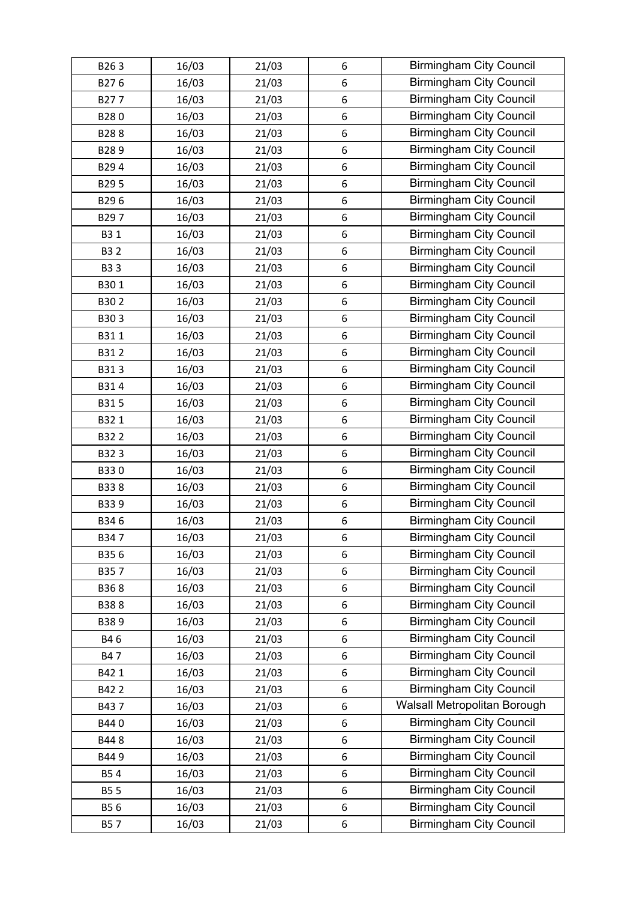| B26 3 | 16/03 | 21/03 | 6 | Birmingham City Council |
|---|---|---|---|---|
| B27 6 | 16/03 | 21/03 | 6 | Birmingham City Council |
| B27 7 | 16/03 | 21/03 | 6 | Birmingham City Council |
| B28 0 | 16/03 | 21/03 | 6 | Birmingham City Council |
| B28 8 | 16/03 | 21/03 | 6 | Birmingham City Council |
| B28 9 | 16/03 | 21/03 | 6 | Birmingham City Council |
| B29 4 | 16/03 | 21/03 | 6 | Birmingham City Council |
| B29 5 | 16/03 | 21/03 | 6 | Birmingham City Council |
| B29 6 | 16/03 | 21/03 | 6 | Birmingham City Council |
| B29 7 | 16/03 | 21/03 | 6 | Birmingham City Council |
| B3 1 | 16/03 | 21/03 | 6 | Birmingham City Council |
| B3 2 | 16/03 | 21/03 | 6 | Birmingham City Council |
| B3 3 | 16/03 | 21/03 | 6 | Birmingham City Council |
| B30 1 | 16/03 | 21/03 | 6 | Birmingham City Council |
| B30 2 | 16/03 | 21/03 | 6 | Birmingham City Council |
| B30 3 | 16/03 | 21/03 | 6 | Birmingham City Council |
| B31 1 | 16/03 | 21/03 | 6 | Birmingham City Council |
| B31 2 | 16/03 | 21/03 | 6 | Birmingham City Council |
| B31 3 | 16/03 | 21/03 | 6 | Birmingham City Council |
| B31 4 | 16/03 | 21/03 | 6 | Birmingham City Council |
| B31 5 | 16/03 | 21/03 | 6 | Birmingham City Council |
| B32 1 | 16/03 | 21/03 | 6 | Birmingham City Council |
| B32 2 | 16/03 | 21/03 | 6 | Birmingham City Council |
| B32 3 | 16/03 | 21/03 | 6 | Birmingham City Council |
| B33 0 | 16/03 | 21/03 | 6 | Birmingham City Council |
| B33 8 | 16/03 | 21/03 | 6 | Birmingham City Council |
| B33 9 | 16/03 | 21/03 | 6 | Birmingham City Council |
| B34 6 | 16/03 | 21/03 | 6 | Birmingham City Council |
| B34 7 | 16/03 | 21/03 | 6 | Birmingham City Council |
| B35 6 | 16/03 | 21/03 | 6 | Birmingham City Council |
| B35 7 | 16/03 | 21/03 | 6 | Birmingham City Council |
| B36 8 | 16/03 | 21/03 | 6 | Birmingham City Council |
| B38 8 | 16/03 | 21/03 | 6 | Birmingham City Council |
| B38 9 | 16/03 | 21/03 | 6 | Birmingham City Council |
| B4 6 | 16/03 | 21/03 | 6 | Birmingham City Council |
| B4 7 | 16/03 | 21/03 | 6 | Birmingham City Council |
| B42 1 | 16/03 | 21/03 | 6 | Birmingham City Council |
| B42 2 | 16/03 | 21/03 | 6 | Birmingham City Council |
| B43 7 | 16/03 | 21/03 | 6 | Walsall Metropolitan Borough |
| B44 0 | 16/03 | 21/03 | 6 | Birmingham City Council |
| B44 8 | 16/03 | 21/03 | 6 | Birmingham City Council |
| B44 9 | 16/03 | 21/03 | 6 | Birmingham City Council |
| B5 4 | 16/03 | 21/03 | 6 | Birmingham City Council |
| B5 5 | 16/03 | 21/03 | 6 | Birmingham City Council |
| B5 6 | 16/03 | 21/03 | 6 | Birmingham City Council |
| B5 7 | 16/03 | 21/03 | 6 | Birmingham City Council |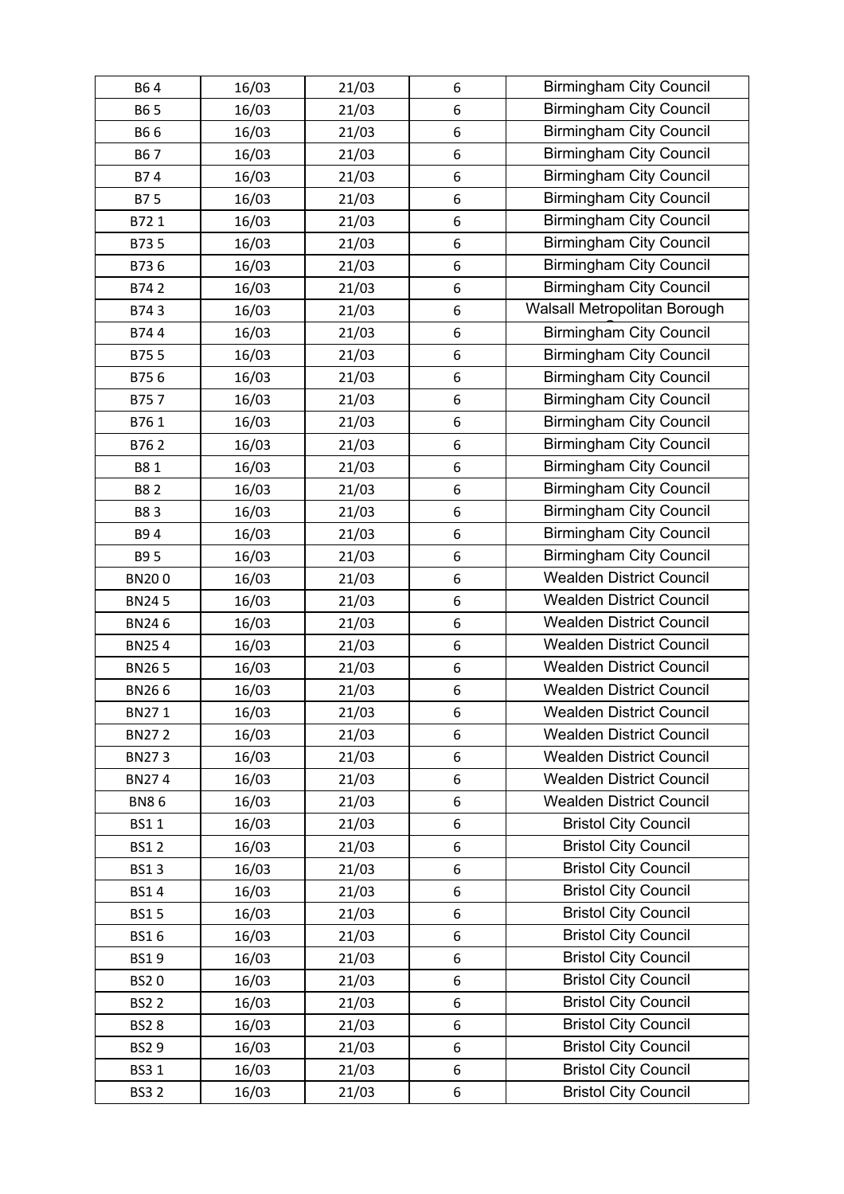| B6 4 | 16/03 | 21/03 | 6 | Birmingham City Council |
|---|---|---|---|---|
| B6 5 | 16/03 | 21/03 | 6 | Birmingham City Council |
| B6 6 | 16/03 | 21/03 | 6 | Birmingham City Council |
| B6 7 | 16/03 | 21/03 | 6 | Birmingham City Council |
| B7 4 | 16/03 | 21/03 | 6 | Birmingham City Council |
| B7 5 | 16/03 | 21/03 | 6 | Birmingham City Council |
| B72 1 | 16/03 | 21/03 | 6 | Birmingham City Council |
| B73 5 | 16/03 | 21/03 | 6 | Birmingham City Council |
| B73 6 | 16/03 | 21/03 | 6 | Birmingham City Council |
| B74 2 | 16/03 | 21/03 | 6 | Birmingham City Council |
| B74 3 | 16/03 | 21/03 | 6 | Walsall Metropolitan Borough |
| B74 4 | 16/03 | 21/03 | 6 | Birmingham City Council |
| B75 5 | 16/03 | 21/03 | 6 | Birmingham City Council |
| B75 6 | 16/03 | 21/03 | 6 | Birmingham City Council |
| B75 7 | 16/03 | 21/03 | 6 | Birmingham City Council |
| B76 1 | 16/03 | 21/03 | 6 | Birmingham City Council |
| B76 2 | 16/03 | 21/03 | 6 | Birmingham City Council |
| B8 1 | 16/03 | 21/03 | 6 | Birmingham City Council |
| B8 2 | 16/03 | 21/03 | 6 | Birmingham City Council |
| B8 3 | 16/03 | 21/03 | 6 | Birmingham City Council |
| B9 4 | 16/03 | 21/03 | 6 | Birmingham City Council |
| B9 5 | 16/03 | 21/03 | 6 | Birmingham City Council |
| BN20 0 | 16/03 | 21/03 | 6 | Wealden District Council |
| BN24 5 | 16/03 | 21/03 | 6 | Wealden District Council |
| BN24 6 | 16/03 | 21/03 | 6 | Wealden District Council |
| BN25 4 | 16/03 | 21/03 | 6 | Wealden District Council |
| BN26 5 | 16/03 | 21/03 | 6 | Wealden District Council |
| BN26 6 | 16/03 | 21/03 | 6 | Wealden District Council |
| BN27 1 | 16/03 | 21/03 | 6 | Wealden District Council |
| BN27 2 | 16/03 | 21/03 | 6 | Wealden District Council |
| BN27 3 | 16/03 | 21/03 | 6 | Wealden District Council |
| BN27 4 | 16/03 | 21/03 | 6 | Wealden District Council |
| BN8 6 | 16/03 | 21/03 | 6 | Wealden District Council |
| BS1 1 | 16/03 | 21/03 | 6 | Bristol City Council |
| BS1 2 | 16/03 | 21/03 | 6 | Bristol City Council |
| BS1 3 | 16/03 | 21/03 | 6 | Bristol City Council |
| BS1 4 | 16/03 | 21/03 | 6 | Bristol City Council |
| BS1 5 | 16/03 | 21/03 | 6 | Bristol City Council |
| BS1 6 | 16/03 | 21/03 | 6 | Bristol City Council |
| BS1 9 | 16/03 | 21/03 | 6 | Bristol City Council |
| BS2 0 | 16/03 | 21/03 | 6 | Bristol City Council |
| BS2 2 | 16/03 | 21/03 | 6 | Bristol City Council |
| BS2 8 | 16/03 | 21/03 | 6 | Bristol City Council |
| BS2 9 | 16/03 | 21/03 | 6 | Bristol City Council |
| BS3 1 | 16/03 | 21/03 | 6 | Bristol City Council |
| BS3 2 | 16/03 | 21/03 | 6 | Bristol City Council |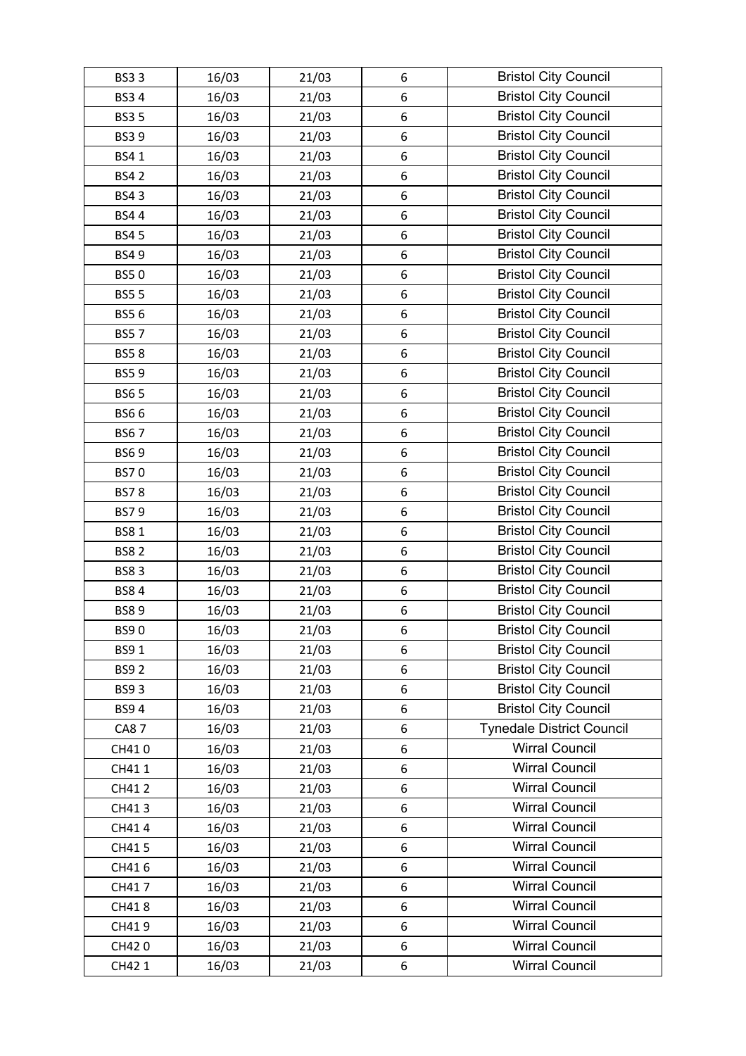| BS3 3 | 16/03 | 21/03 | 6 | Bristol City Council |
|---|---|---|---|---|
| BS3 4 | 16/03 | 21/03 | 6 | Bristol City Council |
| BS3 5 | 16/03 | 21/03 | 6 | Bristol City Council |
| BS3 9 | 16/03 | 21/03 | 6 | Bristol City Council |
| BS4 1 | 16/03 | 21/03 | 6 | Bristol City Council |
| BS4 2 | 16/03 | 21/03 | 6 | Bristol City Council |
| BS4 3 | 16/03 | 21/03 | 6 | Bristol City Council |
| BS4 4 | 16/03 | 21/03 | 6 | Bristol City Council |
| BS4 5 | 16/03 | 21/03 | 6 | Bristol City Council |
| BS4 9 | 16/03 | 21/03 | 6 | Bristol City Council |
| BS5 0 | 16/03 | 21/03 | 6 | Bristol City Council |
| BS5 5 | 16/03 | 21/03 | 6 | Bristol City Council |
| BS5 6 | 16/03 | 21/03 | 6 | Bristol City Council |
| BS5 7 | 16/03 | 21/03 | 6 | Bristol City Council |
| BS5 8 | 16/03 | 21/03 | 6 | Bristol City Council |
| BS5 9 | 16/03 | 21/03 | 6 | Bristol City Council |
| BS6 5 | 16/03 | 21/03 | 6 | Bristol City Council |
| BS6 6 | 16/03 | 21/03 | 6 | Bristol City Council |
| BS6 7 | 16/03 | 21/03 | 6 | Bristol City Council |
| BS6 9 | 16/03 | 21/03 | 6 | Bristol City Council |
| BS7 0 | 16/03 | 21/03 | 6 | Bristol City Council |
| BS7 8 | 16/03 | 21/03 | 6 | Bristol City Council |
| BS7 9 | 16/03 | 21/03 | 6 | Bristol City Council |
| BS8 1 | 16/03 | 21/03 | 6 | Bristol City Council |
| BS8 2 | 16/03 | 21/03 | 6 | Bristol City Council |
| BS8 3 | 16/03 | 21/03 | 6 | Bristol City Council |
| BS8 4 | 16/03 | 21/03 | 6 | Bristol City Council |
| BS8 9 | 16/03 | 21/03 | 6 | Bristol City Council |
| BS9 0 | 16/03 | 21/03 | 6 | Bristol City Council |
| BS9 1 | 16/03 | 21/03 | 6 | Bristol City Council |
| BS9 2 | 16/03 | 21/03 | 6 | Bristol City Council |
| BS9 3 | 16/03 | 21/03 | 6 | Bristol City Council |
| BS9 4 | 16/03 | 21/03 | 6 | Bristol City Council |
| CA8 7 | 16/03 | 21/03 | 6 | Tynedale District Council |
| CH41 0 | 16/03 | 21/03 | 6 | Wirral Council |
| CH41 1 | 16/03 | 21/03 | 6 | Wirral Council |
| CH41 2 | 16/03 | 21/03 | 6 | Wirral Council |
| CH41 3 | 16/03 | 21/03 | 6 | Wirral Council |
| CH41 4 | 16/03 | 21/03 | 6 | Wirral Council |
| CH41 5 | 16/03 | 21/03 | 6 | Wirral Council |
| CH41 6 | 16/03 | 21/03 | 6 | Wirral Council |
| CH41 7 | 16/03 | 21/03 | 6 | Wirral Council |
| CH41 8 | 16/03 | 21/03 | 6 | Wirral Council |
| CH41 9 | 16/03 | 21/03 | 6 | Wirral Council |
| CH42 0 | 16/03 | 21/03 | 6 | Wirral Council |
| CH42 1 | 16/03 | 21/03 | 6 | Wirral Council |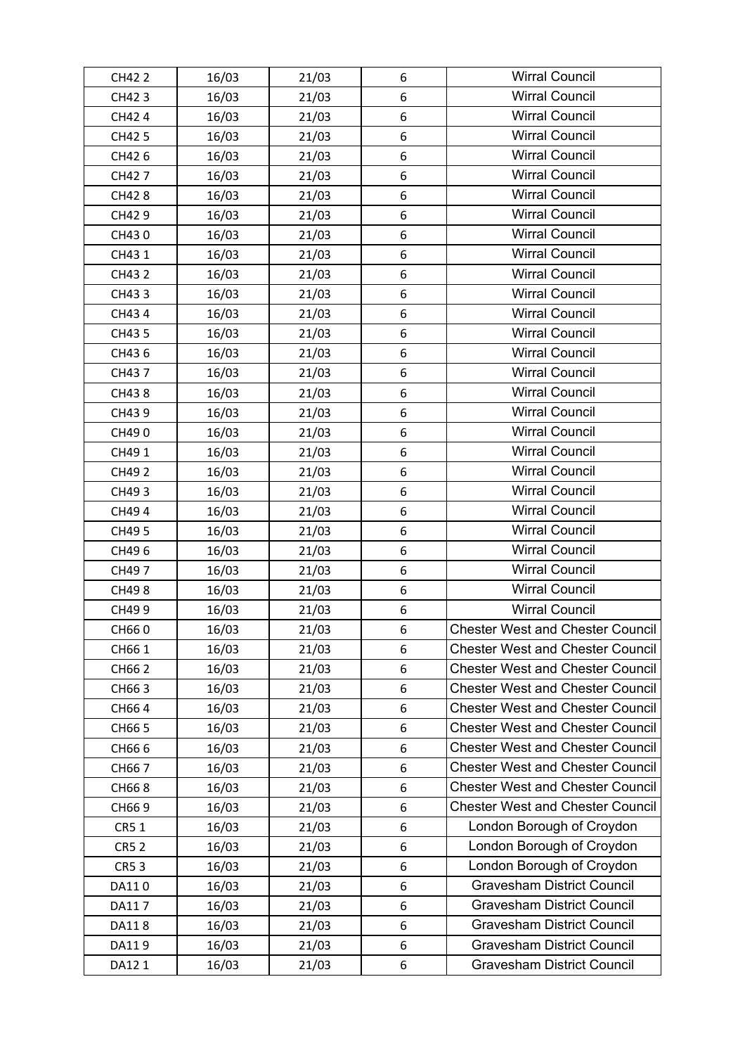| CH42 2 | 16/03 | 21/03 | 6 | Wirral Council |
|---|---|---|---|---|
| CH42 3 | 16/03 | 21/03 | 6 | Wirral Council |
| CH42 4 | 16/03 | 21/03 | 6 | Wirral Council |
| CH42 5 | 16/03 | 21/03 | 6 | Wirral Council |
| CH42 6 | 16/03 | 21/03 | 6 | Wirral Council |
| CH42 7 | 16/03 | 21/03 | 6 | Wirral Council |
| CH42 8 | 16/03 | 21/03 | 6 | Wirral Council |
| CH42 9 | 16/03 | 21/03 | 6 | Wirral Council |
| CH43 0 | 16/03 | 21/03 | 6 | Wirral Council |
| CH43 1 | 16/03 | 21/03 | 6 | Wirral Council |
| CH43 2 | 16/03 | 21/03 | 6 | Wirral Council |
| CH43 3 | 16/03 | 21/03 | 6 | Wirral Council |
| CH43 4 | 16/03 | 21/03 | 6 | Wirral Council |
| CH43 5 | 16/03 | 21/03 | 6 | Wirral Council |
| CH43 6 | 16/03 | 21/03 | 6 | Wirral Council |
| CH43 7 | 16/03 | 21/03 | 6 | Wirral Council |
| CH43 8 | 16/03 | 21/03 | 6 | Wirral Council |
| CH43 9 | 16/03 | 21/03 | 6 | Wirral Council |
| CH49 0 | 16/03 | 21/03 | 6 | Wirral Council |
| CH49 1 | 16/03 | 21/03 | 6 | Wirral Council |
| CH49 2 | 16/03 | 21/03 | 6 | Wirral Council |
| CH49 3 | 16/03 | 21/03 | 6 | Wirral Council |
| CH49 4 | 16/03 | 21/03 | 6 | Wirral Council |
| CH49 5 | 16/03 | 21/03 | 6 | Wirral Council |
| CH49 6 | 16/03 | 21/03 | 6 | Wirral Council |
| CH49 7 | 16/03 | 21/03 | 6 | Wirral Council |
| CH49 8 | 16/03 | 21/03 | 6 | Wirral Council |
| CH49 9 | 16/03 | 21/03 | 6 | Wirral Council |
| CH66 0 | 16/03 | 21/03 | 6 | Chester West and Chester Council |
| CH66 1 | 16/03 | 21/03 | 6 | Chester West and Chester Council |
| CH66 2 | 16/03 | 21/03 | 6 | Chester West and Chester Council |
| CH66 3 | 16/03 | 21/03 | 6 | Chester West and Chester Council |
| CH66 4 | 16/03 | 21/03 | 6 | Chester West and Chester Council |
| CH66 5 | 16/03 | 21/03 | 6 | Chester West and Chester Council |
| CH66 6 | 16/03 | 21/03 | 6 | Chester West and Chester Council |
| CH66 7 | 16/03 | 21/03 | 6 | Chester West and Chester Council |
| CH66 8 | 16/03 | 21/03 | 6 | Chester West and Chester Council |
| CH66 9 | 16/03 | 21/03 | 6 | Chester West and Chester Council |
| CR5 1 | 16/03 | 21/03 | 6 | London Borough of Croydon |
| CR5 2 | 16/03 | 21/03 | 6 | London Borough of Croydon |
| CR5 3 | 16/03 | 21/03 | 6 | London Borough of Croydon |
| DA11 0 | 16/03 | 21/03 | 6 | Gravesham District Council |
| DA11 7 | 16/03 | 21/03 | 6 | Gravesham District Council |
| DA11 8 | 16/03 | 21/03 | 6 | Gravesham District Council |
| DA11 9 | 16/03 | 21/03 | 6 | Gravesham District Council |
| DA12 1 | 16/03 | 21/03 | 6 | Gravesham District Council |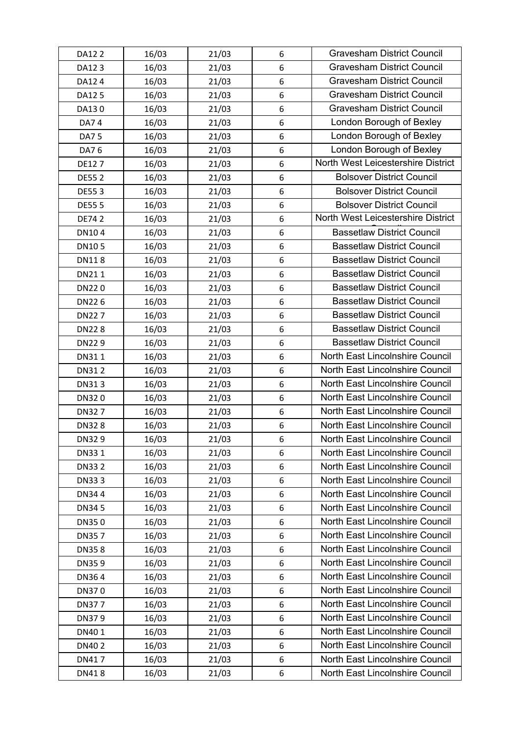| DA12 2 | 16/03 | 21/03 | 6 | Gravesham District Council |
|---|---|---|---|---|
| DA12 3 | 16/03 | 21/03 | 6 | Gravesham District Council |
| DA12 4 | 16/03 | 21/03 | 6 | Gravesham District Council |
| DA12 5 | 16/03 | 21/03 | 6 | Gravesham District Council |
| DA13 0 | 16/03 | 21/03 | 6 | Gravesham District Council |
| DA7 4 | 16/03 | 21/03 | 6 | London Borough of Bexley |
| DA7 5 | 16/03 | 21/03 | 6 | London Borough of Bexley |
| DA7 6 | 16/03 | 21/03 | 6 | London Borough of Bexley |
| DE12 7 | 16/03 | 21/03 | 6 | North West Leicestershire District Council |
| DE55 2 | 16/03 | 21/03 | 6 | Bolsover District Council |
| DE55 3 | 16/03 | 21/03 | 6 | Bolsover District Council |
| DE55 5 | 16/03 | 21/03 | 6 | Bolsover District Council |
| DE74 2 | 16/03 | 21/03 | 6 | North West Leicestershire District Council |
| DN10 4 | 16/03 | 21/03 | 6 | Bassetlaw District Council |
| DN10 5 | 16/03 | 21/03 | 6 | Bassetlaw District Council |
| DN11 8 | 16/03 | 21/03 | 6 | Bassetlaw District Council |
| DN21 1 | 16/03 | 21/03 | 6 | Bassetlaw District Council |
| DN22 0 | 16/03 | 21/03 | 6 | Bassetlaw District Council |
| DN22 6 | 16/03 | 21/03 | 6 | Bassetlaw District Council |
| DN22 7 | 16/03 | 21/03 | 6 | Bassetlaw District Council |
| DN22 8 | 16/03 | 21/03 | 6 | Bassetlaw District Council |
| DN22 9 | 16/03 | 21/03 | 6 | Bassetlaw District Council |
| DN31 1 | 16/03 | 21/03 | 6 | North East Lincolnshire Council |
| DN31 2 | 16/03 | 21/03 | 6 | North East Lincolnshire Council |
| DN31 3 | 16/03 | 21/03 | 6 | North East Lincolnshire Council |
| DN32 0 | 16/03 | 21/03 | 6 | North East Lincolnshire Council |
| DN32 7 | 16/03 | 21/03 | 6 | North East Lincolnshire Council |
| DN32 8 | 16/03 | 21/03 | 6 | North East Lincolnshire Council |
| DN32 9 | 16/03 | 21/03 | 6 | North East Lincolnshire Council |
| DN33 1 | 16/03 | 21/03 | 6 | North East Lincolnshire Council |
| DN33 2 | 16/03 | 21/03 | 6 | North East Lincolnshire Council |
| DN33 3 | 16/03 | 21/03 | 6 | North East Lincolnshire Council |
| DN34 4 | 16/03 | 21/03 | 6 | North East Lincolnshire Council |
| DN34 5 | 16/03 | 21/03 | 6 | North East Lincolnshire Council |
| DN35 0 | 16/03 | 21/03 | 6 | North East Lincolnshire Council |
| DN35 7 | 16/03 | 21/03 | 6 | North East Lincolnshire Council |
| DN35 8 | 16/03 | 21/03 | 6 | North East Lincolnshire Council |
| DN35 9 | 16/03 | 21/03 | 6 | North East Lincolnshire Council |
| DN36 4 | 16/03 | 21/03 | 6 | North East Lincolnshire Council |
| DN37 0 | 16/03 | 21/03 | 6 | North East Lincolnshire Council |
| DN37 7 | 16/03 | 21/03 | 6 | North East Lincolnshire Council |
| DN37 9 | 16/03 | 21/03 | 6 | North East Lincolnshire Council |
| DN40 1 | 16/03 | 21/03 | 6 | North East Lincolnshire Council |
| DN40 2 | 16/03 | 21/03 | 6 | North East Lincolnshire Council |
| DN41 7 | 16/03 | 21/03 | 6 | North East Lincolnshire Council |
| DN41 8 | 16/03 | 21/03 | 6 | North East Lincolnshire Council |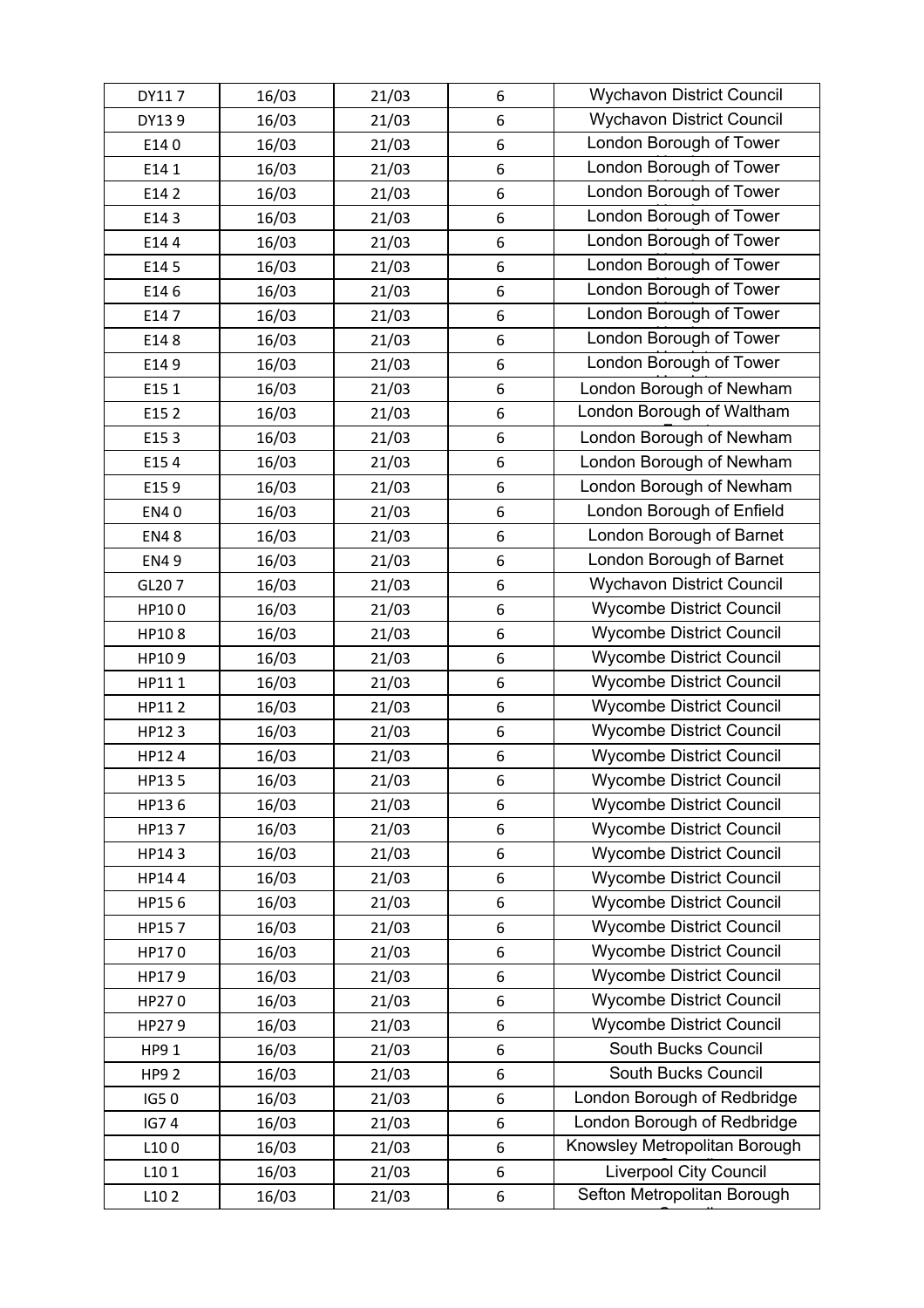| | | | | |
|---|---|---|---|---|
| DY11 7 | 16/03 | 21/03 | 6 | Wychavon District Council |
| DY13 9 | 16/03 | 21/03 | 6 | Wychavon District Council |
| E14 0 | 16/03 | 21/03 | 6 | London Borough of Tower |
| E14 1 | 16/03 | 21/03 | 6 | London Borough of Tower |
| E14 2 | 16/03 | 21/03 | 6 | London Borough of Tower |
| E14 3 | 16/03 | 21/03 | 6 | London Borough of Tower |
| E14 4 | 16/03 | 21/03 | 6 | London Borough of Tower |
| E14 5 | 16/03 | 21/03 | 6 | London Borough of Tower |
| E14 6 | 16/03 | 21/03 | 6 | London Borough of Tower |
| E14 7 | 16/03 | 21/03 | 6 | London Borough of Tower |
| E14 8 | 16/03 | 21/03 | 6 | London Borough of Tower |
| E14 9 | 16/03 | 21/03 | 6 | London Borough of Tower |
| E15 1 | 16/03 | 21/03 | 6 | London Borough of Newham |
| E15 2 | 16/03 | 21/03 | 6 | London Borough of Waltham |
| E15 3 | 16/03 | 21/03 | 6 | London Borough of Newham |
| E15 4 | 16/03 | 21/03 | 6 | London Borough of Newham |
| E15 9 | 16/03 | 21/03 | 6 | London Borough of Newham |
| EN4 0 | 16/03 | 21/03 | 6 | London Borough of Enfield |
| EN4 8 | 16/03 | 21/03 | 6 | London Borough of Barnet |
| EN4 9 | 16/03 | 21/03 | 6 | London Borough of Barnet |
| GL20 7 | 16/03 | 21/03 | 6 | Wychavon District Council |
| HP10 0 | 16/03 | 21/03 | 6 | Wycombe District Council |
| HP10 8 | 16/03 | 21/03 | 6 | Wycombe District Council |
| HP10 9 | 16/03 | 21/03 | 6 | Wycombe District Council |
| HP11 1 | 16/03 | 21/03 | 6 | Wycombe District Council |
| HP11 2 | 16/03 | 21/03 | 6 | Wycombe District Council |
| HP12 3 | 16/03 | 21/03 | 6 | Wycombe District Council |
| HP12 4 | 16/03 | 21/03 | 6 | Wycombe District Council |
| HP13 5 | 16/03 | 21/03 | 6 | Wycombe District Council |
| HP13 6 | 16/03 | 21/03 | 6 | Wycombe District Council |
| HP13 7 | 16/03 | 21/03 | 6 | Wycombe District Council |
| HP14 3 | 16/03 | 21/03 | 6 | Wycombe District Council |
| HP14 4 | 16/03 | 21/03 | 6 | Wycombe District Council |
| HP15 6 | 16/03 | 21/03 | 6 | Wycombe District Council |
| HP15 7 | 16/03 | 21/03 | 6 | Wycombe District Council |
| HP17 0 | 16/03 | 21/03 | 6 | Wycombe District Council |
| HP17 9 | 16/03 | 21/03 | 6 | Wycombe District Council |
| HP27 0 | 16/03 | 21/03 | 6 | Wycombe District Council |
| HP27 9 | 16/03 | 21/03 | 6 | Wycombe District Council |
| HP9 1 | 16/03 | 21/03 | 6 | South Bucks Council |
| HP9 2 | 16/03 | 21/03 | 6 | South Bucks Council |
| IG5 0 | 16/03 | 21/03 | 6 | London Borough of Redbridge |
| IG7 4 | 16/03 | 21/03 | 6 | London Borough of Redbridge |
| L10 0 | 16/03 | 21/03 | 6 | Knowsley Metropolitan Borough |
| L10 1 | 16/03 | 21/03 | 6 | Liverpool City Council |
| L10 2 | 16/03 | 21/03 | 6 | Sefton Metropolitan Borough |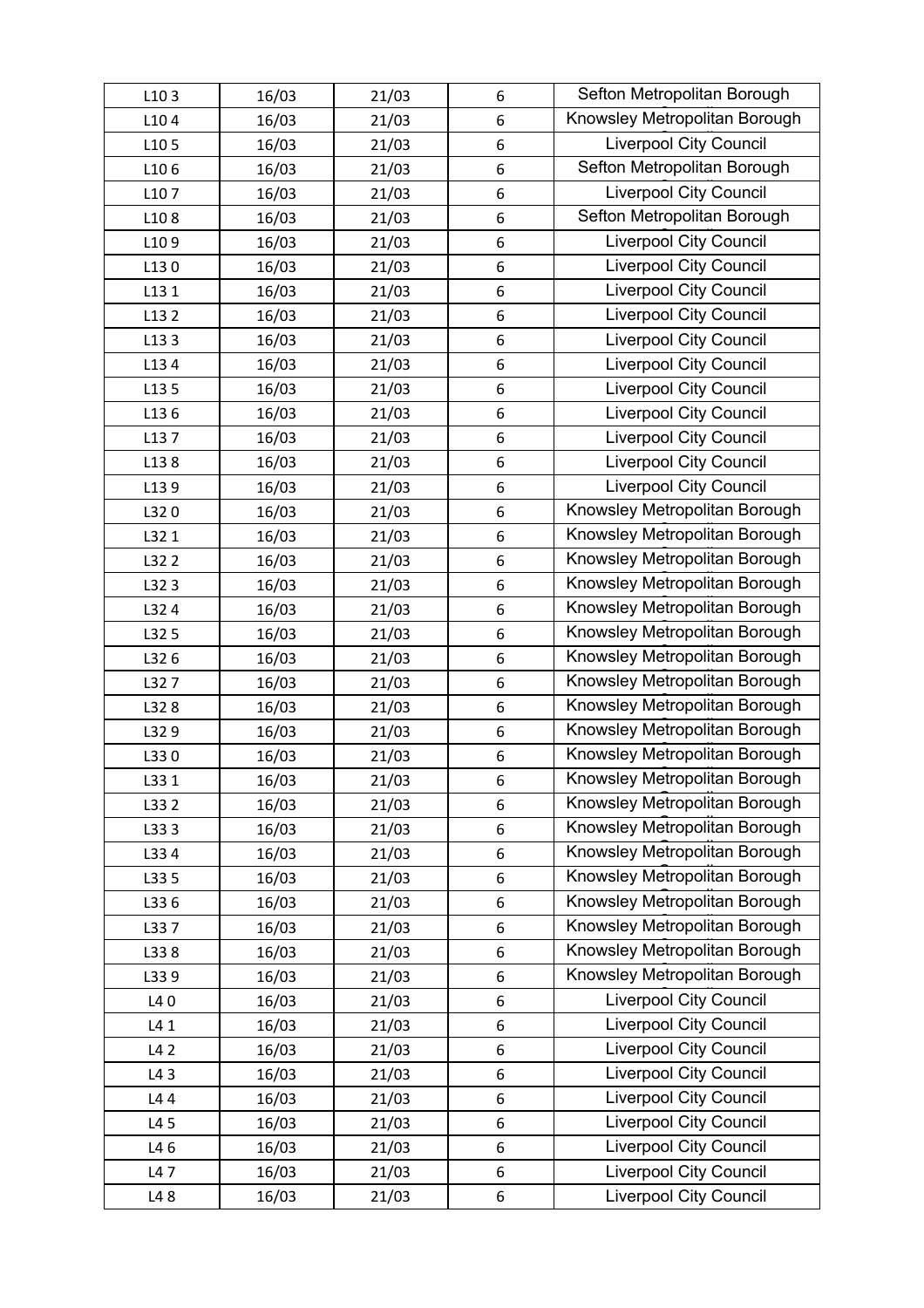| | | | | |
|---|---|---|---|---|
| L10 3 | 16/03 | 21/03 | 6 | Sefton Metropolitan Borough |
| L10 4 | 16/03 | 21/03 | 6 | Knowsley Metropolitan Borough |
| L10 5 | 16/03 | 21/03 | 6 | Liverpool City Council |
| L10 6 | 16/03 | 21/03 | 6 | Sefton Metropolitan Borough |
| L10 7 | 16/03 | 21/03 | 6 | Liverpool City Council |
| L10 8 | 16/03 | 21/03 | 6 | Sefton Metropolitan Borough |
| L10 9 | 16/03 | 21/03 | 6 | Liverpool City Council |
| L13 0 | 16/03 | 21/03 | 6 | Liverpool City Council |
| L13 1 | 16/03 | 21/03 | 6 | Liverpool City Council |
| L13 2 | 16/03 | 21/03 | 6 | Liverpool City Council |
| L13 3 | 16/03 | 21/03 | 6 | Liverpool City Council |
| L13 4 | 16/03 | 21/03 | 6 | Liverpool City Council |
| L13 5 | 16/03 | 21/03 | 6 | Liverpool City Council |
| L13 6 | 16/03 | 21/03 | 6 | Liverpool City Council |
| L13 7 | 16/03 | 21/03 | 6 | Liverpool City Council |
| L13 8 | 16/03 | 21/03 | 6 | Liverpool City Council |
| L13 9 | 16/03 | 21/03 | 6 | Liverpool City Council |
| L32 0 | 16/03 | 21/03 | 6 | Knowsley Metropolitan Borough |
| L32 1 | 16/03 | 21/03 | 6 | Knowsley Metropolitan Borough |
| L32 2 | 16/03 | 21/03 | 6 | Knowsley Metropolitan Borough |
| L32 3 | 16/03 | 21/03 | 6 | Knowsley Metropolitan Borough |
| L32 4 | 16/03 | 21/03 | 6 | Knowsley Metropolitan Borough |
| L32 5 | 16/03 | 21/03 | 6 | Knowsley Metropolitan Borough |
| L32 6 | 16/03 | 21/03 | 6 | Knowsley Metropolitan Borough |
| L32 7 | 16/03 | 21/03 | 6 | Knowsley Metropolitan Borough |
| L32 8 | 16/03 | 21/03 | 6 | Knowsley Metropolitan Borough |
| L32 9 | 16/03 | 21/03 | 6 | Knowsley Metropolitan Borough |
| L33 0 | 16/03 | 21/03 | 6 | Knowsley Metropolitan Borough |
| L33 1 | 16/03 | 21/03 | 6 | Knowsley Metropolitan Borough |
| L33 2 | 16/03 | 21/03 | 6 | Knowsley Metropolitan Borough |
| L33 3 | 16/03 | 21/03 | 6 | Knowsley Metropolitan Borough |
| L33 4 | 16/03 | 21/03 | 6 | Knowsley Metropolitan Borough |
| L33 5 | 16/03 | 21/03 | 6 | Knowsley Metropolitan Borough |
| L33 6 | 16/03 | 21/03 | 6 | Knowsley Metropolitan Borough |
| L33 7 | 16/03 | 21/03 | 6 | Knowsley Metropolitan Borough |
| L33 8 | 16/03 | 21/03 | 6 | Knowsley Metropolitan Borough |
| L33 9 | 16/03 | 21/03 | 6 | Knowsley Metropolitan Borough |
| L4 0 | 16/03 | 21/03 | 6 | Liverpool City Council |
| L4 1 | 16/03 | 21/03 | 6 | Liverpool City Council |
| L4 2 | 16/03 | 21/03 | 6 | Liverpool City Council |
| L4 3 | 16/03 | 21/03 | 6 | Liverpool City Council |
| L4 4 | 16/03 | 21/03 | 6 | Liverpool City Council |
| L4 5 | 16/03 | 21/03 | 6 | Liverpool City Council |
| L4 6 | 16/03 | 21/03 | 6 | Liverpool City Council |
| L4 7 | 16/03 | 21/03 | 6 | Liverpool City Council |
| L4 8 | 16/03 | 21/03 | 6 | Liverpool City Council |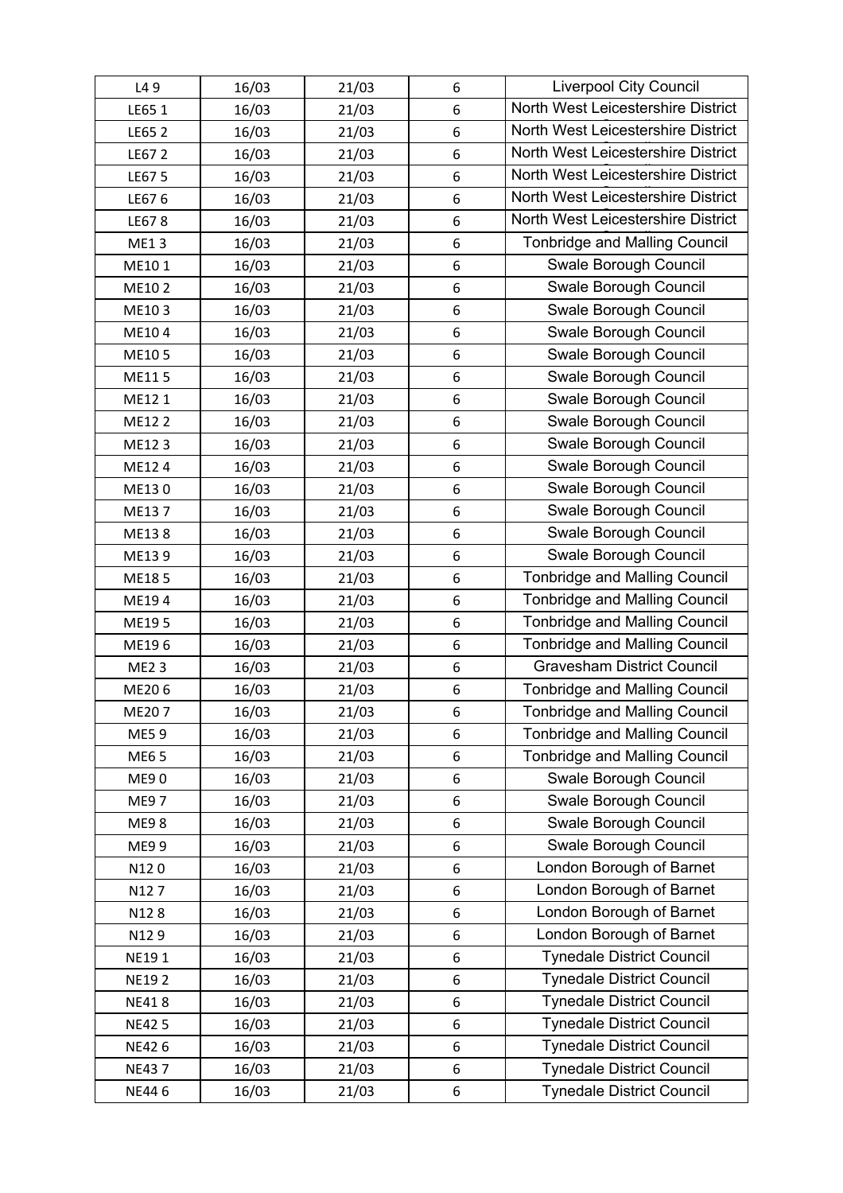| L4 9 | 16/03 | 21/03 | 6 | Liverpool City Council |
|---|---|---|---|---|
| LE65 1 | 16/03 | 21/03 | 6 | North West Leicestershire District |
| LE65 2 | 16/03 | 21/03 | 6 | North West Leicestershire District |
| LE67 2 | 16/03 | 21/03 | 6 | North West Leicestershire District |
| LE67 5 | 16/03 | 21/03 | 6 | North West Leicestershire District |
| LE67 6 | 16/03 | 21/03 | 6 | North West Leicestershire District |
| LE67 8 | 16/03 | 21/03 | 6 | North West Leicestershire District |
| ME1 3 | 16/03 | 21/03 | 6 | Tonbridge and Malling Council |
| ME10 1 | 16/03 | 21/03 | 6 | Swale Borough Council |
| ME10 2 | 16/03 | 21/03 | 6 | Swale Borough Council |
| ME10 3 | 16/03 | 21/03 | 6 | Swale Borough Council |
| ME10 4 | 16/03 | 21/03 | 6 | Swale Borough Council |
| ME10 5 | 16/03 | 21/03 | 6 | Swale Borough Council |
| ME11 5 | 16/03 | 21/03 | 6 | Swale Borough Council |
| ME12 1 | 16/03 | 21/03 | 6 | Swale Borough Council |
| ME12 2 | 16/03 | 21/03 | 6 | Swale Borough Council |
| ME12 3 | 16/03 | 21/03 | 6 | Swale Borough Council |
| ME12 4 | 16/03 | 21/03 | 6 | Swale Borough Council |
| ME13 0 | 16/03 | 21/03 | 6 | Swale Borough Council |
| ME13 7 | 16/03 | 21/03 | 6 | Swale Borough Council |
| ME13 8 | 16/03 | 21/03 | 6 | Swale Borough Council |
| ME13 9 | 16/03 | 21/03 | 6 | Swale Borough Council |
| ME18 5 | 16/03 | 21/03 | 6 | Tonbridge and Malling Council |
| ME19 4 | 16/03 | 21/03 | 6 | Tonbridge and Malling Council |
| ME19 5 | 16/03 | 21/03 | 6 | Tonbridge and Malling Council |
| ME19 6 | 16/03 | 21/03 | 6 | Tonbridge and Malling Council |
| ME2 3 | 16/03 | 21/03 | 6 | Gravesham District Council |
| ME20 6 | 16/03 | 21/03 | 6 | Tonbridge and Malling Council |
| ME20 7 | 16/03 | 21/03 | 6 | Tonbridge and Malling Council |
| ME5 9 | 16/03 | 21/03 | 6 | Tonbridge and Malling Council |
| ME6 5 | 16/03 | 21/03 | 6 | Tonbridge and Malling Council |
| ME9 0 | 16/03 | 21/03 | 6 | Swale Borough Council |
| ME9 7 | 16/03 | 21/03 | 6 | Swale Borough Council |
| ME9 8 | 16/03 | 21/03 | 6 | Swale Borough Council |
| ME9 9 | 16/03 | 21/03 | 6 | Swale Borough Council |
| N12 0 | 16/03 | 21/03 | 6 | London Borough of Barnet |
| N12 7 | 16/03 | 21/03 | 6 | London Borough of Barnet |
| N12 8 | 16/03 | 21/03 | 6 | London Borough of Barnet |
| N12 9 | 16/03 | 21/03 | 6 | London Borough of Barnet |
| NE19 1 | 16/03 | 21/03 | 6 | Tynedale District Council |
| NE19 2 | 16/03 | 21/03 | 6 | Tynedale District Council |
| NE41 8 | 16/03 | 21/03 | 6 | Tynedale District Council |
| NE42 5 | 16/03 | 21/03 | 6 | Tynedale District Council |
| NE42 6 | 16/03 | 21/03 | 6 | Tynedale District Council |
| NE43 7 | 16/03 | 21/03 | 6 | Tynedale District Council |
| NE44 6 | 16/03 | 21/03 | 6 | Tynedale District Council |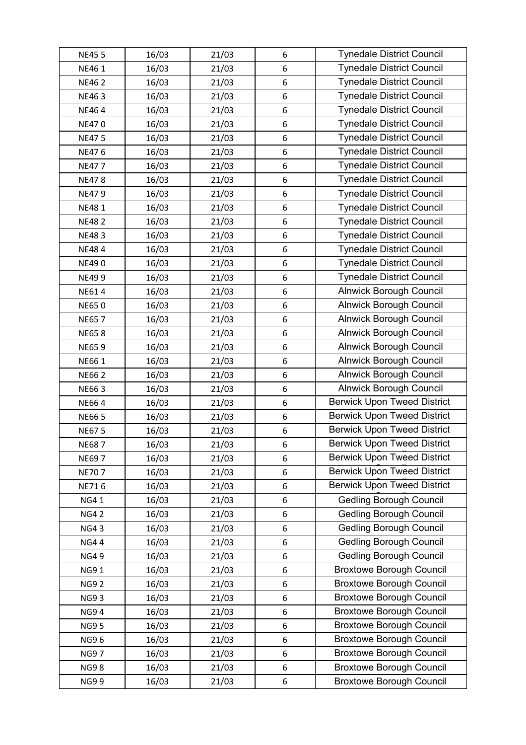| NE45 5 | 16/03 | 21/03 | 6 | Tynedale District Council |
|---|---|---|---|---|
| NE46 1 | 16/03 | 21/03 | 6 | Tynedale District Council |
| NE46 2 | 16/03 | 21/03 | 6 | Tynedale District Council |
| NE46 3 | 16/03 | 21/03 | 6 | Tynedale District Council |
| NE46 4 | 16/03 | 21/03 | 6 | Tynedale District Council |
| NE47 0 | 16/03 | 21/03 | 6 | Tynedale District Council |
| NE47 5 | 16/03 | 21/03 | 6 | Tynedale District Council |
| NE47 6 | 16/03 | 21/03 | 6 | Tynedale District Council |
| NE47 7 | 16/03 | 21/03 | 6 | Tynedale District Council |
| NE47 8 | 16/03 | 21/03 | 6 | Tynedale District Council |
| NE47 9 | 16/03 | 21/03 | 6 | Tynedale District Council |
| NE48 1 | 16/03 | 21/03 | 6 | Tynedale District Council |
| NE48 2 | 16/03 | 21/03 | 6 | Tynedale District Council |
| NE48 3 | 16/03 | 21/03 | 6 | Tynedale District Council |
| NE48 4 | 16/03 | 21/03 | 6 | Tynedale District Council |
| NE49 0 | 16/03 | 21/03 | 6 | Tynedale District Council |
| NE49 9 | 16/03 | 21/03 | 6 | Tynedale District Council |
| NE61 4 | 16/03 | 21/03 | 6 | Alnwick Borough Council |
| NE65 0 | 16/03 | 21/03 | 6 | Alnwick Borough Council |
| NE65 7 | 16/03 | 21/03 | 6 | Alnwick Borough Council |
| NE65 8 | 16/03 | 21/03 | 6 | Alnwick Borough Council |
| NE65 9 | 16/03 | 21/03 | 6 | Alnwick Borough Council |
| NE66 1 | 16/03 | 21/03 | 6 | Alnwick Borough Council |
| NE66 2 | 16/03 | 21/03 | 6 | Alnwick Borough Council |
| NE66 3 | 16/03 | 21/03 | 6 | Alnwick Borough Council |
| NE66 4 | 16/03 | 21/03 | 6 | Berwick Upon Tweed District Council |
| NE66 5 | 16/03 | 21/03 | 6 | Berwick Upon Tweed District Council |
| NE67 5 | 16/03 | 21/03 | 6 | Berwick Upon Tweed District Council |
| NE68 7 | 16/03 | 21/03 | 6 | Berwick Upon Tweed District Council |
| NE69 7 | 16/03 | 21/03 | 6 | Berwick Upon Tweed District Council |
| NE70 7 | 16/03 | 21/03 | 6 | Berwick Upon Tweed District Council |
| NE71 6 | 16/03 | 21/03 | 6 | Berwick Upon Tweed District Council |
| NG4 1 | 16/03 | 21/03 | 6 | Gedling Borough Council |
| NG4 2 | 16/03 | 21/03 | 6 | Gedling Borough Council |
| NG4 3 | 16/03 | 21/03 | 6 | Gedling Borough Council |
| NG4 4 | 16/03 | 21/03 | 6 | Gedling Borough Council |
| NG4 9 | 16/03 | 21/03 | 6 | Gedling Borough Council |
| NG9 1 | 16/03 | 21/03 | 6 | Broxtowe Borough Council |
| NG9 2 | 16/03 | 21/03 | 6 | Broxtowe Borough Council |
| NG9 3 | 16/03 | 21/03 | 6 | Broxtowe Borough Council |
| NG9 4 | 16/03 | 21/03 | 6 | Broxtowe Borough Council |
| NG9 5 | 16/03 | 21/03 | 6 | Broxtowe Borough Council |
| NG9 6 | 16/03 | 21/03 | 6 | Broxtowe Borough Council |
| NG9 7 | 16/03 | 21/03 | 6 | Broxtowe Borough Council |
| NG9 8 | 16/03 | 21/03 | 6 | Broxtowe Borough Council |
| NG9 9 | 16/03 | 21/03 | 6 | Broxtowe Borough Council |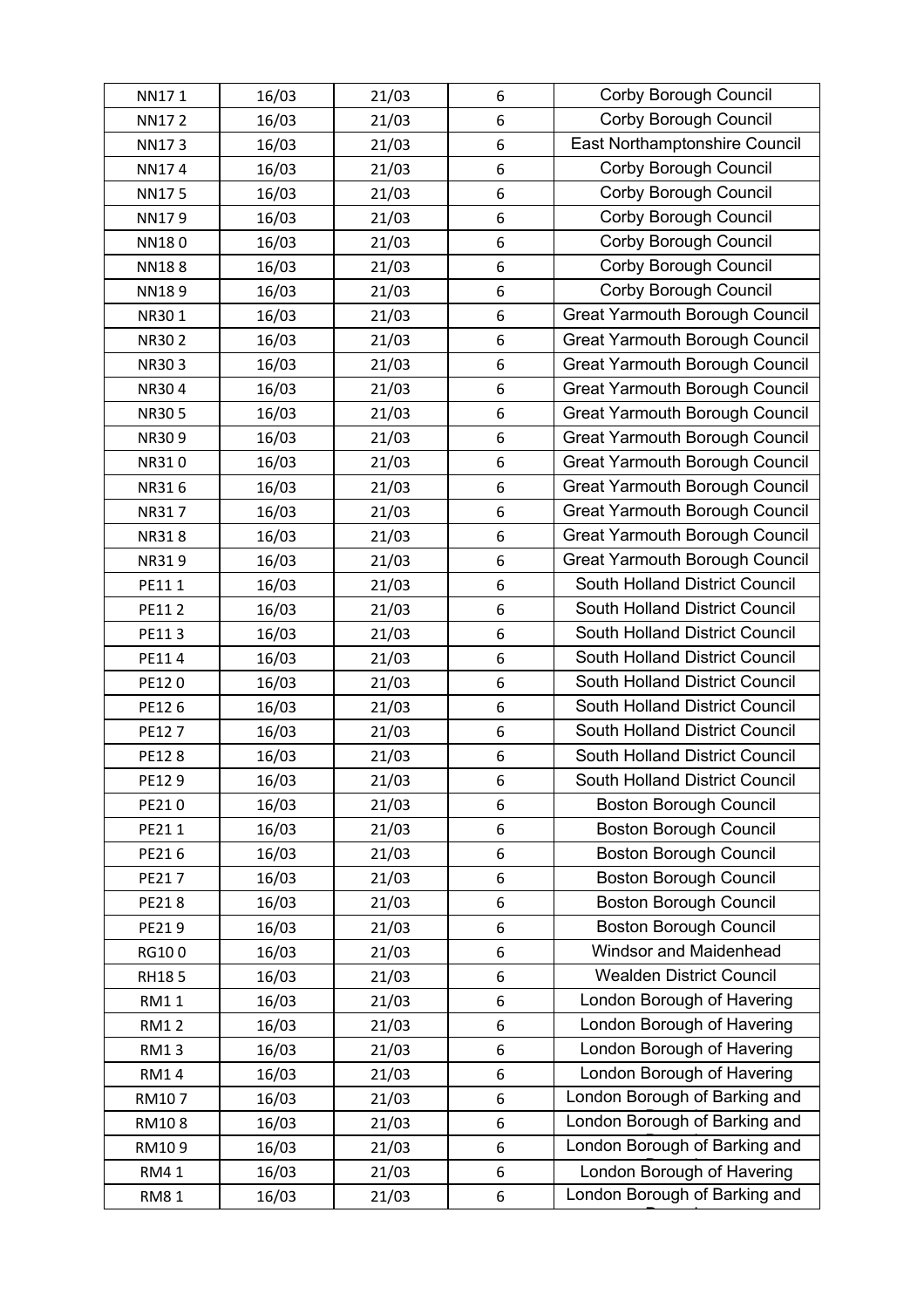| | | | | |
|---|---|---|---|---|
| NN17 1 | 16/03 | 21/03 | 6 | Corby Borough Council |
| NN17 2 | 16/03 | 21/03 | 6 | Corby Borough Council |
| NN17 3 | 16/03 | 21/03 | 6 | East Northamptonshire Council |
| NN17 4 | 16/03 | 21/03 | 6 | Corby Borough Council |
| NN17 5 | 16/03 | 21/03 | 6 | Corby Borough Council |
| NN17 9 | 16/03 | 21/03 | 6 | Corby Borough Council |
| NN18 0 | 16/03 | 21/03 | 6 | Corby Borough Council |
| NN18 8 | 16/03 | 21/03 | 6 | Corby Borough Council |
| NN18 9 | 16/03 | 21/03 | 6 | Corby Borough Council |
| NR30 1 | 16/03 | 21/03 | 6 | Great Yarmouth Borough Council |
| NR30 2 | 16/03 | 21/03 | 6 | Great Yarmouth Borough Council |
| NR30 3 | 16/03 | 21/03 | 6 | Great Yarmouth Borough Council |
| NR30 4 | 16/03 | 21/03 | 6 | Great Yarmouth Borough Council |
| NR30 5 | 16/03 | 21/03 | 6 | Great Yarmouth Borough Council |
| NR30 9 | 16/03 | 21/03 | 6 | Great Yarmouth Borough Council |
| NR31 0 | 16/03 | 21/03 | 6 | Great Yarmouth Borough Council |
| NR31 6 | 16/03 | 21/03 | 6 | Great Yarmouth Borough Council |
| NR31 7 | 16/03 | 21/03 | 6 | Great Yarmouth Borough Council |
| NR31 8 | 16/03 | 21/03 | 6 | Great Yarmouth Borough Council |
| NR31 9 | 16/03 | 21/03 | 6 | Great Yarmouth Borough Council |
| PE11 1 | 16/03 | 21/03 | 6 | South Holland District Council |
| PE11 2 | 16/03 | 21/03 | 6 | South Holland District Council |
| PE11 3 | 16/03 | 21/03 | 6 | South Holland District Council |
| PE11 4 | 16/03 | 21/03 | 6 | South Holland District Council |
| PE12 0 | 16/03 | 21/03 | 6 | South Holland District Council |
| PE12 6 | 16/03 | 21/03 | 6 | South Holland District Council |
| PE12 7 | 16/03 | 21/03 | 6 | South Holland District Council |
| PE12 8 | 16/03 | 21/03 | 6 | South Holland District Council |
| PE12 9 | 16/03 | 21/03 | 6 | South Holland District Council |
| PE21 0 | 16/03 | 21/03 | 6 | Boston Borough Council |
| PE21 1 | 16/03 | 21/03 | 6 | Boston Borough Council |
| PE21 6 | 16/03 | 21/03 | 6 | Boston Borough Council |
| PE21 7 | 16/03 | 21/03 | 6 | Boston Borough Council |
| PE21 8 | 16/03 | 21/03 | 6 | Boston Borough Council |
| PE21 9 | 16/03 | 21/03 | 6 | Boston Borough Council |
| RG10 0 | 16/03 | 21/03 | 6 | Windsor and Maidenhead |
| RH18 5 | 16/03 | 21/03 | 6 | Wealden District Council |
| RM1 1 | 16/03 | 21/03 | 6 | London Borough of Havering |
| RM1 2 | 16/03 | 21/03 | 6 | London Borough of Havering |
| RM1 3 | 16/03 | 21/03 | 6 | London Borough of Havering |
| RM1 4 | 16/03 | 21/03 | 6 | London Borough of Havering |
| RM10 7 | 16/03 | 21/03 | 6 | London Borough of Barking and |
| RM10 8 | 16/03 | 21/03 | 6 | London Borough of Barking and |
| RM10 9 | 16/03 | 21/03 | 6 | London Borough of Barking and |
| RM4 1 | 16/03 | 21/03 | 6 | London Borough of Havering |
| RM8 1 | 16/03 | 21/03 | 6 | London Borough of Barking and |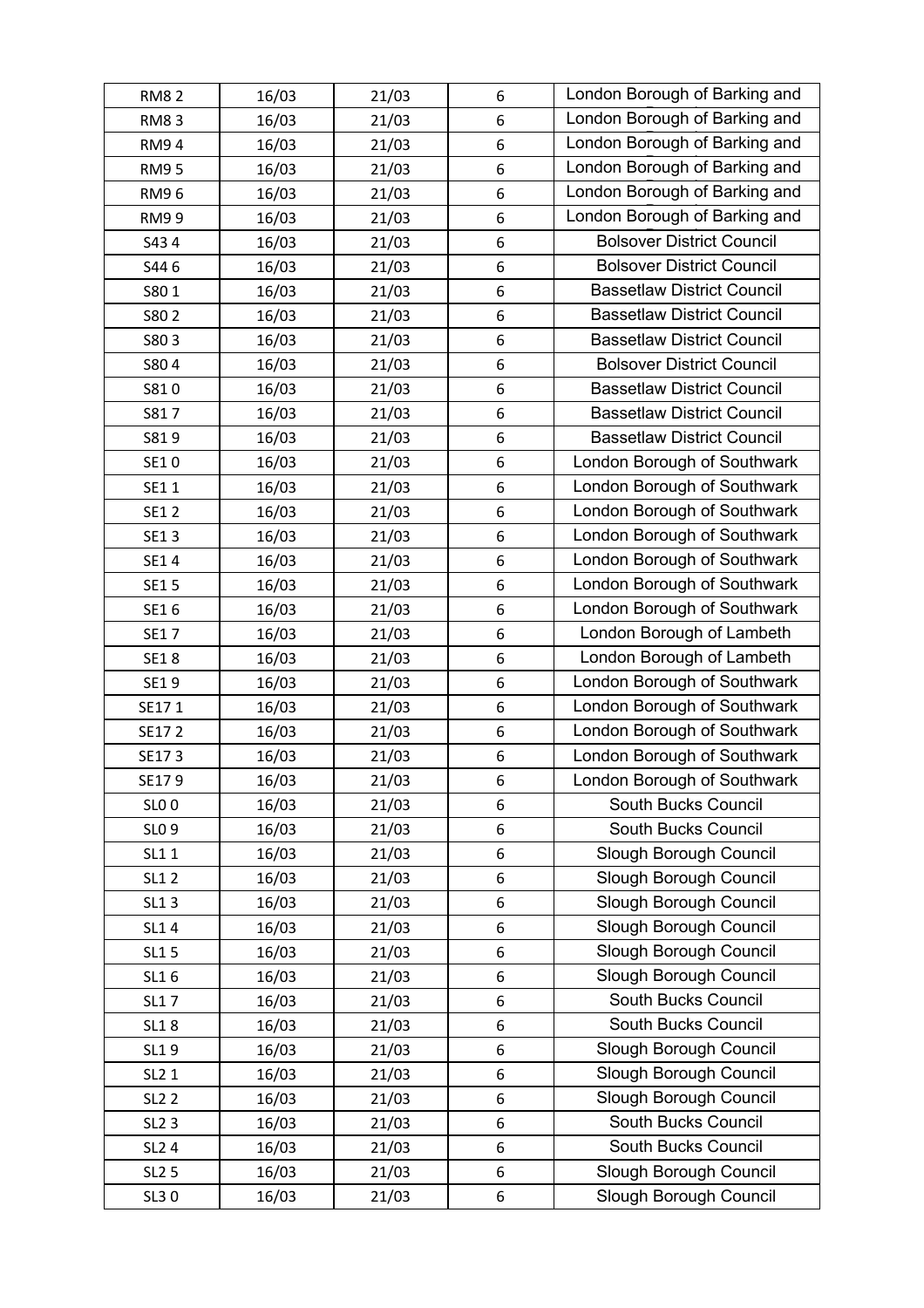| | | | | |
|---|---|---|---|---|
| RM8 2 | 16/03 | 21/03 | 6 | London Borough of Barking and |
| RM8 3 | 16/03 | 21/03 | 6 | London Borough of Barking and |
| RM9 4 | 16/03 | 21/03 | 6 | London Borough of Barking and |
| RM9 5 | 16/03 | 21/03 | 6 | London Borough of Barking and |
| RM9 6 | 16/03 | 21/03 | 6 | London Borough of Barking and |
| RM9 9 | 16/03 | 21/03 | 6 | London Borough of Barking and |
| S43 4 | 16/03 | 21/03 | 6 | Bolsover District Council |
| S44 6 | 16/03 | 21/03 | 6 | Bolsover District Council |
| S80 1 | 16/03 | 21/03 | 6 | Bassetlaw District Council |
| S80 2 | 16/03 | 21/03 | 6 | Bassetlaw District Council |
| S80 3 | 16/03 | 21/03 | 6 | Bassetlaw District Council |
| S80 4 | 16/03 | 21/03 | 6 | Bolsover District Council |
| S81 0 | 16/03 | 21/03 | 6 | Bassetlaw District Council |
| S81 7 | 16/03 | 21/03 | 6 | Bassetlaw District Council |
| S81 9 | 16/03 | 21/03 | 6 | Bassetlaw District Council |
| SE1 0 | 16/03 | 21/03 | 6 | London Borough of Southwark |
| SE1 1 | 16/03 | 21/03 | 6 | London Borough of Southwark |
| SE1 2 | 16/03 | 21/03 | 6 | London Borough of Southwark |
| SE1 3 | 16/03 | 21/03 | 6 | London Borough of Southwark |
| SE1 4 | 16/03 | 21/03 | 6 | London Borough of Southwark |
| SE1 5 | 16/03 | 21/03 | 6 | London Borough of Southwark |
| SE1 6 | 16/03 | 21/03 | 6 | London Borough of Southwark |
| SE1 7 | 16/03 | 21/03 | 6 | London Borough of Lambeth |
| SE1 8 | 16/03 | 21/03 | 6 | London Borough of Lambeth |
| SE1 9 | 16/03 | 21/03 | 6 | London Borough of Southwark |
| SE17 1 | 16/03 | 21/03 | 6 | London Borough of Southwark |
| SE17 2 | 16/03 | 21/03 | 6 | London Borough of Southwark |
| SE17 3 | 16/03 | 21/03 | 6 | London Borough of Southwark |
| SE17 9 | 16/03 | 21/03 | 6 | London Borough of Southwark |
| SL0 0 | 16/03 | 21/03 | 6 | South Bucks Council |
| SL0 9 | 16/03 | 21/03 | 6 | South Bucks Council |
| SL1 1 | 16/03 | 21/03 | 6 | Slough Borough Council |
| SL1 2 | 16/03 | 21/03 | 6 | Slough Borough Council |
| SL1 3 | 16/03 | 21/03 | 6 | Slough Borough Council |
| SL1 4 | 16/03 | 21/03 | 6 | Slough Borough Council |
| SL1 5 | 16/03 | 21/03 | 6 | Slough Borough Council |
| SL1 6 | 16/03 | 21/03 | 6 | Slough Borough Council |
| SL1 7 | 16/03 | 21/03 | 6 | South Bucks Council |
| SL1 8 | 16/03 | 21/03 | 6 | South Bucks Council |
| SL1 9 | 16/03 | 21/03 | 6 | Slough Borough Council |
| SL2 1 | 16/03 | 21/03 | 6 | Slough Borough Council |
| SL2 2 | 16/03 | 21/03 | 6 | Slough Borough Council |
| SL2 3 | 16/03 | 21/03 | 6 | South Bucks Council |
| SL2 4 | 16/03 | 21/03 | 6 | South Bucks Council |
| SL2 5 | 16/03 | 21/03 | 6 | Slough Borough Council |
| SL3 0 | 16/03 | 21/03 | 6 | Slough Borough Council |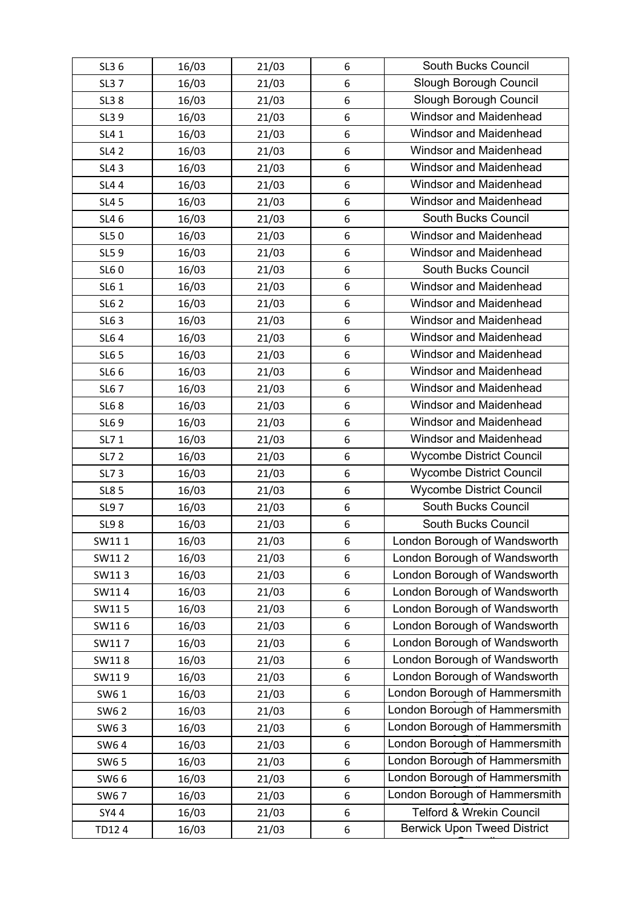| SL3 6 | 16/03 | 21/03 | 6 | South Bucks Council |
|---|---|---|---|---|
| SL3 7 | 16/03 | 21/03 | 6 | Slough Borough Council |
| SL3 8 | 16/03 | 21/03 | 6 | Slough Borough Council |
| SL3 9 | 16/03 | 21/03 | 6 | Windsor and Maidenhead |
| SL4 1 | 16/03 | 21/03 | 6 | Windsor and Maidenhead |
| SL4 2 | 16/03 | 21/03 | 6 | Windsor and Maidenhead |
| SL4 3 | 16/03 | 21/03 | 6 | Windsor and Maidenhead |
| SL4 4 | 16/03 | 21/03 | 6 | Windsor and Maidenhead |
| SL4 5 | 16/03 | 21/03 | 6 | Windsor and Maidenhead |
| SL4 6 | 16/03 | 21/03 | 6 | South Bucks Council |
| SL5 0 | 16/03 | 21/03 | 6 | Windsor and Maidenhead |
| SL5 9 | 16/03 | 21/03 | 6 | Windsor and Maidenhead |
| SL6 0 | 16/03 | 21/03 | 6 | South Bucks Council |
| SL6 1 | 16/03 | 21/03 | 6 | Windsor and Maidenhead |
| SL6 2 | 16/03 | 21/03 | 6 | Windsor and Maidenhead |
| SL6 3 | 16/03 | 21/03 | 6 | Windsor and Maidenhead |
| SL6 4 | 16/03 | 21/03 | 6 | Windsor and Maidenhead |
| SL6 5 | 16/03 | 21/03 | 6 | Windsor and Maidenhead |
| SL6 6 | 16/03 | 21/03 | 6 | Windsor and Maidenhead |
| SL6 7 | 16/03 | 21/03 | 6 | Windsor and Maidenhead |
| SL6 8 | 16/03 | 21/03 | 6 | Windsor and Maidenhead |
| SL6 9 | 16/03 | 21/03 | 6 | Windsor and Maidenhead |
| SL7 1 | 16/03 | 21/03 | 6 | Windsor and Maidenhead |
| SL7 2 | 16/03 | 21/03 | 6 | Wycombe District Council |
| SL7 3 | 16/03 | 21/03 | 6 | Wycombe District Council |
| SL8 5 | 16/03 | 21/03 | 6 | Wycombe District Council |
| SL9 7 | 16/03 | 21/03 | 6 | South Bucks Council |
| SL9 8 | 16/03 | 21/03 | 6 | South Bucks Council |
| SW11 1 | 16/03 | 21/03 | 6 | London Borough of Wandsworth |
| SW11 2 | 16/03 | 21/03 | 6 | London Borough of Wandsworth |
| SW11 3 | 16/03 | 21/03 | 6 | London Borough of Wandsworth |
| SW11 4 | 16/03 | 21/03 | 6 | London Borough of Wandsworth |
| SW11 5 | 16/03 | 21/03 | 6 | London Borough of Wandsworth |
| SW11 6 | 16/03 | 21/03 | 6 | London Borough of Wandsworth |
| SW11 7 | 16/03 | 21/03 | 6 | London Borough of Wandsworth |
| SW11 8 | 16/03 | 21/03 | 6 | London Borough of Wandsworth |
| SW11 9 | 16/03 | 21/03 | 6 | London Borough of Wandsworth |
| SW6 1 | 16/03 | 21/03 | 6 | London Borough of Hammersmith |
| SW6 2 | 16/03 | 21/03 | 6 | London Borough of Hammersmith |
| SW6 3 | 16/03 | 21/03 | 6 | London Borough of Hammersmith |
| SW6 4 | 16/03 | 21/03 | 6 | London Borough of Hammersmith |
| SW6 5 | 16/03 | 21/03 | 6 | London Borough of Hammersmith |
| SW6 6 | 16/03 | 21/03 | 6 | London Borough of Hammersmith |
| SW6 7 | 16/03 | 21/03 | 6 | London Borough of Hammersmith |
| SY4 4 | 16/03 | 21/03 | 6 | Telford & Wrekin Council |
| TD12 4 | 16/03 | 21/03 | 6 | Berwick Upon Tweed District |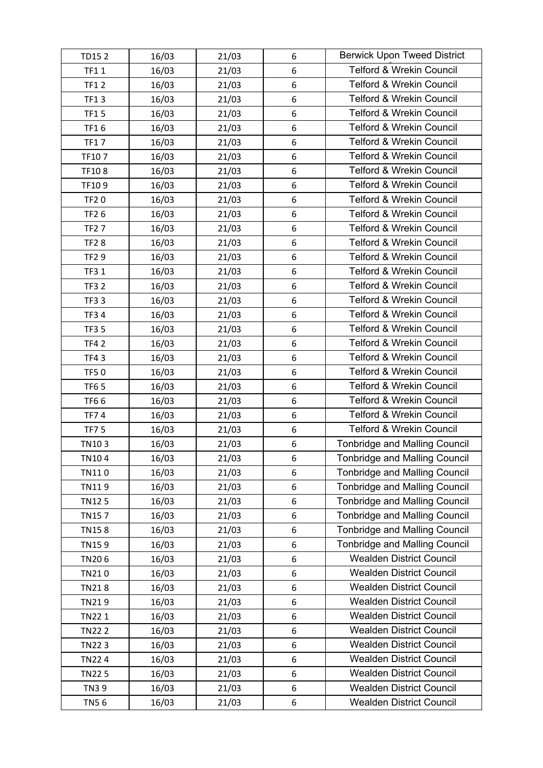| TD15 2 | 16/03 | 21/03 | 6 | Berwick Upon Tweed District |
|---|---|---|---|---|
| TF1 1 | 16/03 | 21/03 | 6 | Telford & Wrekin Council |
| TF1 2 | 16/03 | 21/03 | 6 | Telford & Wrekin Council |
| TF1 3 | 16/03 | 21/03 | 6 | Telford & Wrekin Council |
| TF1 5 | 16/03 | 21/03 | 6 | Telford & Wrekin Council |
| TF1 6 | 16/03 | 21/03 | 6 | Telford & Wrekin Council |
| TF1 7 | 16/03 | 21/03 | 6 | Telford & Wrekin Council |
| TF10 7 | 16/03 | 21/03 | 6 | Telford & Wrekin Council |
| TF10 8 | 16/03 | 21/03 | 6 | Telford & Wrekin Council |
| TF10 9 | 16/03 | 21/03 | 6 | Telford & Wrekin Council |
| TF2 0 | 16/03 | 21/03 | 6 | Telford & Wrekin Council |
| TF2 6 | 16/03 | 21/03 | 6 | Telford & Wrekin Council |
| TF2 7 | 16/03 | 21/03 | 6 | Telford & Wrekin Council |
| TF2 8 | 16/03 | 21/03 | 6 | Telford & Wrekin Council |
| TF2 9 | 16/03 | 21/03 | 6 | Telford & Wrekin Council |
| TF3 1 | 16/03 | 21/03 | 6 | Telford & Wrekin Council |
| TF3 2 | 16/03 | 21/03 | 6 | Telford & Wrekin Council |
| TF3 3 | 16/03 | 21/03 | 6 | Telford & Wrekin Council |
| TF3 4 | 16/03 | 21/03 | 6 | Telford & Wrekin Council |
| TF3 5 | 16/03 | 21/03 | 6 | Telford & Wrekin Council |
| TF4 2 | 16/03 | 21/03 | 6 | Telford & Wrekin Council |
| TF4 3 | 16/03 | 21/03 | 6 | Telford & Wrekin Council |
| TF5 0 | 16/03 | 21/03 | 6 | Telford & Wrekin Council |
| TF6 5 | 16/03 | 21/03 | 6 | Telford & Wrekin Council |
| TF6 6 | 16/03 | 21/03 | 6 | Telford & Wrekin Council |
| TF7 4 | 16/03 | 21/03 | 6 | Telford & Wrekin Council |
| TF7 5 | 16/03 | 21/03 | 6 | Telford & Wrekin Council |
| TN10 3 | 16/03 | 21/03 | 6 | Tonbridge and Malling Council |
| TN10 4 | 16/03 | 21/03 | 6 | Tonbridge and Malling Council |
| TN11 0 | 16/03 | 21/03 | 6 | Tonbridge and Malling Council |
| TN11 9 | 16/03 | 21/03 | 6 | Tonbridge and Malling Council |
| TN12 5 | 16/03 | 21/03 | 6 | Tonbridge and Malling Council |
| TN15 7 | 16/03 | 21/03 | 6 | Tonbridge and Malling Council |
| TN15 8 | 16/03 | 21/03 | 6 | Tonbridge and Malling Council |
| TN15 9 | 16/03 | 21/03 | 6 | Tonbridge and Malling Council |
| TN20 6 | 16/03 | 21/03 | 6 | Wealden District Council |
| TN21 0 | 16/03 | 21/03 | 6 | Wealden District Council |
| TN21 8 | 16/03 | 21/03 | 6 | Wealden District Council |
| TN21 9 | 16/03 | 21/03 | 6 | Wealden District Council |
| TN22 1 | 16/03 | 21/03 | 6 | Wealden District Council |
| TN22 2 | 16/03 | 21/03 | 6 | Wealden District Council |
| TN22 3 | 16/03 | 21/03 | 6 | Wealden District Council |
| TN22 4 | 16/03 | 21/03 | 6 | Wealden District Council |
| TN22 5 | 16/03 | 21/03 | 6 | Wealden District Council |
| TN3 9 | 16/03 | 21/03 | 6 | Wealden District Council |
| TN5 6 | 16/03 | 21/03 | 6 | Wealden District Council |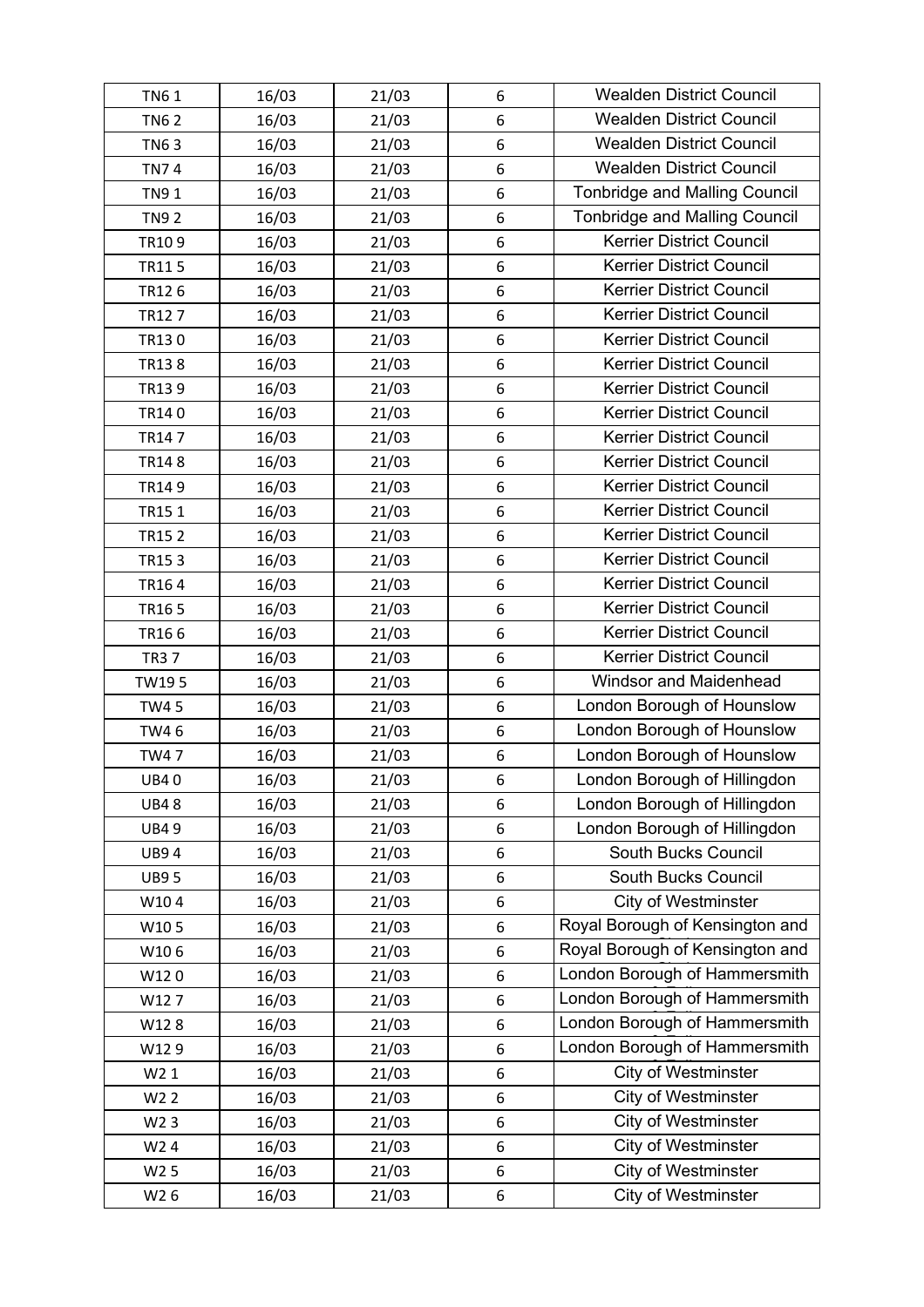| TN6 1 | 16/03 | 21/03 | 6 | Wealden District Council |
|---|---|---|---|---|
| TN6 2 | 16/03 | 21/03 | 6 | Wealden District Council |
| TN6 3 | 16/03 | 21/03 | 6 | Wealden District Council |
| TN7 4 | 16/03 | 21/03 | 6 | Wealden District Council |
| TN9 1 | 16/03 | 21/03 | 6 | Tonbridge and Malling Council |
| TN9 2 | 16/03 | 21/03 | 6 | Tonbridge and Malling Council |
| TR10 9 | 16/03 | 21/03 | 6 | Kerrier District Council |
| TR11 5 | 16/03 | 21/03 | 6 | Kerrier District Council |
| TR12 6 | 16/03 | 21/03 | 6 | Kerrier District Council |
| TR12 7 | 16/03 | 21/03 | 6 | Kerrier District Council |
| TR13 0 | 16/03 | 21/03 | 6 | Kerrier District Council |
| TR13 8 | 16/03 | 21/03 | 6 | Kerrier District Council |
| TR13 9 | 16/03 | 21/03 | 6 | Kerrier District Council |
| TR14 0 | 16/03 | 21/03 | 6 | Kerrier District Council |
| TR14 7 | 16/03 | 21/03 | 6 | Kerrier District Council |
| TR14 8 | 16/03 | 21/03 | 6 | Kerrier District Council |
| TR14 9 | 16/03 | 21/03 | 6 | Kerrier District Council |
| TR15 1 | 16/03 | 21/03 | 6 | Kerrier District Council |
| TR15 2 | 16/03 | 21/03 | 6 | Kerrier District Council |
| TR15 3 | 16/03 | 21/03 | 6 | Kerrier District Council |
| TR16 4 | 16/03 | 21/03 | 6 | Kerrier District Council |
| TR16 5 | 16/03 | 21/03 | 6 | Kerrier District Council |
| TR16 6 | 16/03 | 21/03 | 6 | Kerrier District Council |
| TR3 7 | 16/03 | 21/03 | 6 | Kerrier District Council |
| TW19 5 | 16/03 | 21/03 | 6 | Windsor and Maidenhead |
| TW4 5 | 16/03 | 21/03 | 6 | London Borough of Hounslow |
| TW4 6 | 16/03 | 21/03 | 6 | London Borough of Hounslow |
| TW4 7 | 16/03 | 21/03 | 6 | London Borough of Hounslow |
| UB4 0 | 16/03 | 21/03 | 6 | London Borough of Hillingdon |
| UB4 8 | 16/03 | 21/03 | 6 | London Borough of Hillingdon |
| UB4 9 | 16/03 | 21/03 | 6 | London Borough of Hillingdon |
| UB9 4 | 16/03 | 21/03 | 6 | South Bucks Council |
| UB9 5 | 16/03 | 21/03 | 6 | South Bucks Council |
| W10 4 | 16/03 | 21/03 | 6 | City of Westminster |
| W10 5 | 16/03 | 21/03 | 6 | Royal Borough of Kensington and |
| W10 6 | 16/03 | 21/03 | 6 | Royal Borough of Kensington and |
| W12 0 | 16/03 | 21/03 | 6 | London Borough of Hammersmith |
| W12 7 | 16/03 | 21/03 | 6 | London Borough of Hammersmith |
| W12 8 | 16/03 | 21/03 | 6 | London Borough of Hammersmith |
| W12 9 | 16/03 | 21/03 | 6 | London Borough of Hammersmith |
| W2 1 | 16/03 | 21/03 | 6 | City of Westminster |
| W2 2 | 16/03 | 21/03 | 6 | City of Westminster |
| W2 3 | 16/03 | 21/03 | 6 | City of Westminster |
| W2 4 | 16/03 | 21/03 | 6 | City of Westminster |
| W2 5 | 16/03 | 21/03 | 6 | City of Westminster |
| W2 6 | 16/03 | 21/03 | 6 | City of Westminster |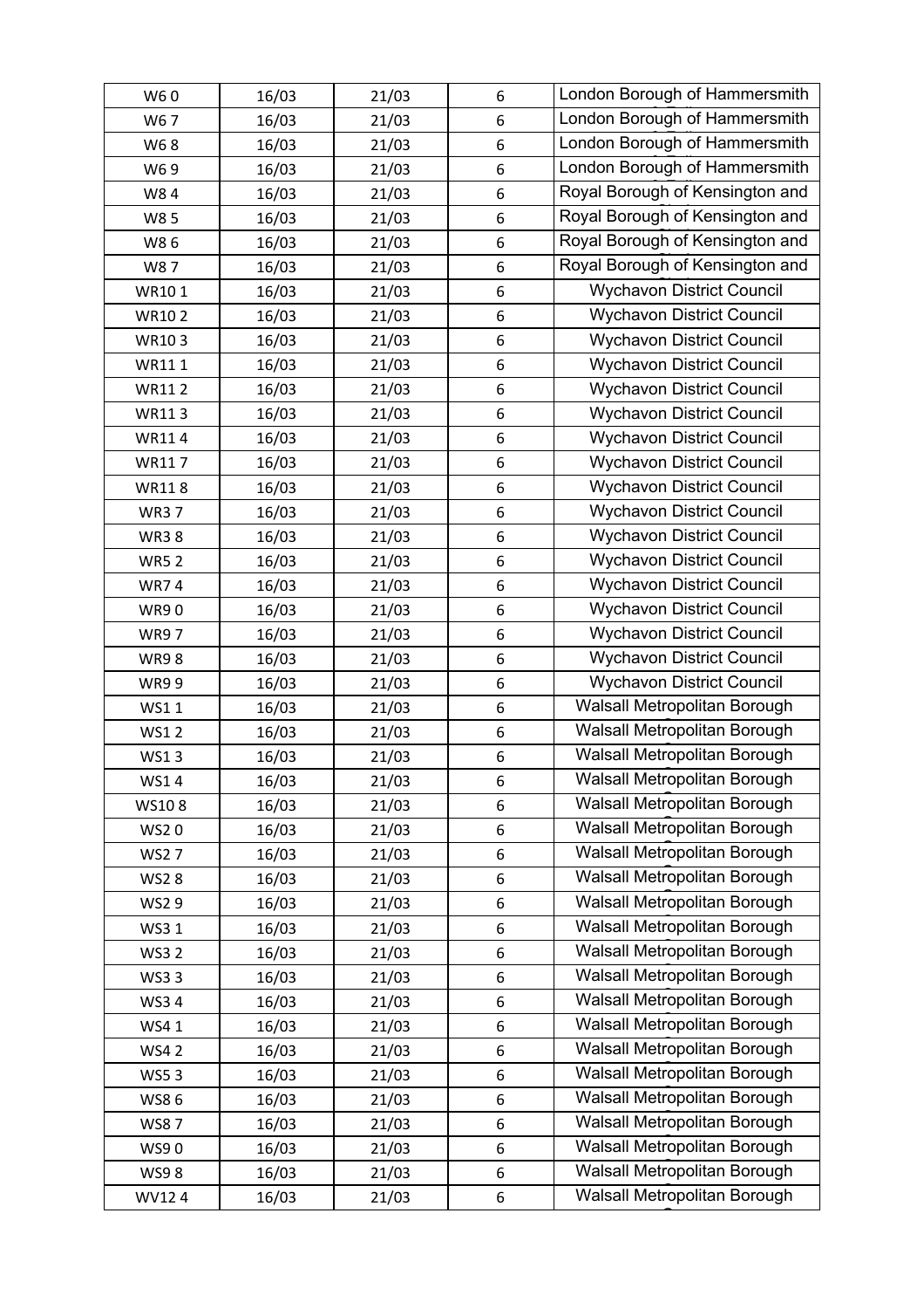| W6 0 | 16/03 | 21/03 | 6 | London Borough of Hammersmith |
|---|---|---|---|---|
| W6 7 | 16/03 | 21/03 | 6 | London Borough of Hammersmith |
| W6 8 | 16/03 | 21/03 | 6 | London Borough of Hammersmith |
| W6 9 | 16/03 | 21/03 | 6 | London Borough of Hammersmith |
| W8 4 | 16/03 | 21/03 | 6 | Royal Borough of Kensington and |
| W8 5 | 16/03 | 21/03 | 6 | Royal Borough of Kensington and |
| W8 6 | 16/03 | 21/03 | 6 | Royal Borough of Kensington and |
| W8 7 | 16/03 | 21/03 | 6 | Royal Borough of Kensington and |
| WR10 1 | 16/03 | 21/03 | 6 | Wychavon District Council |
| WR10 2 | 16/03 | 21/03 | 6 | Wychavon District Council |
| WR10 3 | 16/03 | 21/03 | 6 | Wychavon District Council |
| WR11 1 | 16/03 | 21/03 | 6 | Wychavon District Council |
| WR11 2 | 16/03 | 21/03 | 6 | Wychavon District Council |
| WR11 3 | 16/03 | 21/03 | 6 | Wychavon District Council |
| WR11 4 | 16/03 | 21/03 | 6 | Wychavon District Council |
| WR11 7 | 16/03 | 21/03 | 6 | Wychavon District Council |
| WR11 8 | 16/03 | 21/03 | 6 | Wychavon District Council |
| WR3 7 | 16/03 | 21/03 | 6 | Wychavon District Council |
| WR3 8 | 16/03 | 21/03 | 6 | Wychavon District Council |
| WR5 2 | 16/03 | 21/03 | 6 | Wychavon District Council |
| WR7 4 | 16/03 | 21/03 | 6 | Wychavon District Council |
| WR9 0 | 16/03 | 21/03 | 6 | Wychavon District Council |
| WR9 7 | 16/03 | 21/03 | 6 | Wychavon District Council |
| WR9 8 | 16/03 | 21/03 | 6 | Wychavon District Council |
| WR9 9 | 16/03 | 21/03 | 6 | Wychavon District Council |
| WS1 1 | 16/03 | 21/03 | 6 | Walsall Metropolitan Borough |
| WS1 2 | 16/03 | 21/03 | 6 | Walsall Metropolitan Borough |
| WS1 3 | 16/03 | 21/03 | 6 | Walsall Metropolitan Borough |
| WS1 4 | 16/03 | 21/03 | 6 | Walsall Metropolitan Borough |
| WS10 8 | 16/03 | 21/03 | 6 | Walsall Metropolitan Borough |
| WS2 0 | 16/03 | 21/03 | 6 | Walsall Metropolitan Borough |
| WS2 7 | 16/03 | 21/03 | 6 | Walsall Metropolitan Borough |
| WS2 8 | 16/03 | 21/03 | 6 | Walsall Metropolitan Borough |
| WS2 9 | 16/03 | 21/03 | 6 | Walsall Metropolitan Borough |
| WS3 1 | 16/03 | 21/03 | 6 | Walsall Metropolitan Borough |
| WS3 2 | 16/03 | 21/03 | 6 | Walsall Metropolitan Borough |
| WS3 3 | 16/03 | 21/03 | 6 | Walsall Metropolitan Borough |
| WS3 4 | 16/03 | 21/03 | 6 | Walsall Metropolitan Borough |
| WS4 1 | 16/03 | 21/03 | 6 | Walsall Metropolitan Borough |
| WS4 2 | 16/03 | 21/03 | 6 | Walsall Metropolitan Borough |
| WS5 3 | 16/03 | 21/03 | 6 | Walsall Metropolitan Borough |
| WS8 6 | 16/03 | 21/03 | 6 | Walsall Metropolitan Borough |
| WS8 7 | 16/03 | 21/03 | 6 | Walsall Metropolitan Borough |
| WS9 0 | 16/03 | 21/03 | 6 | Walsall Metropolitan Borough |
| WS9 8 | 16/03 | 21/03 | 6 | Walsall Metropolitan Borough |
| WV12 4 | 16/03 | 21/03 | 6 | Walsall Metropolitan Borough |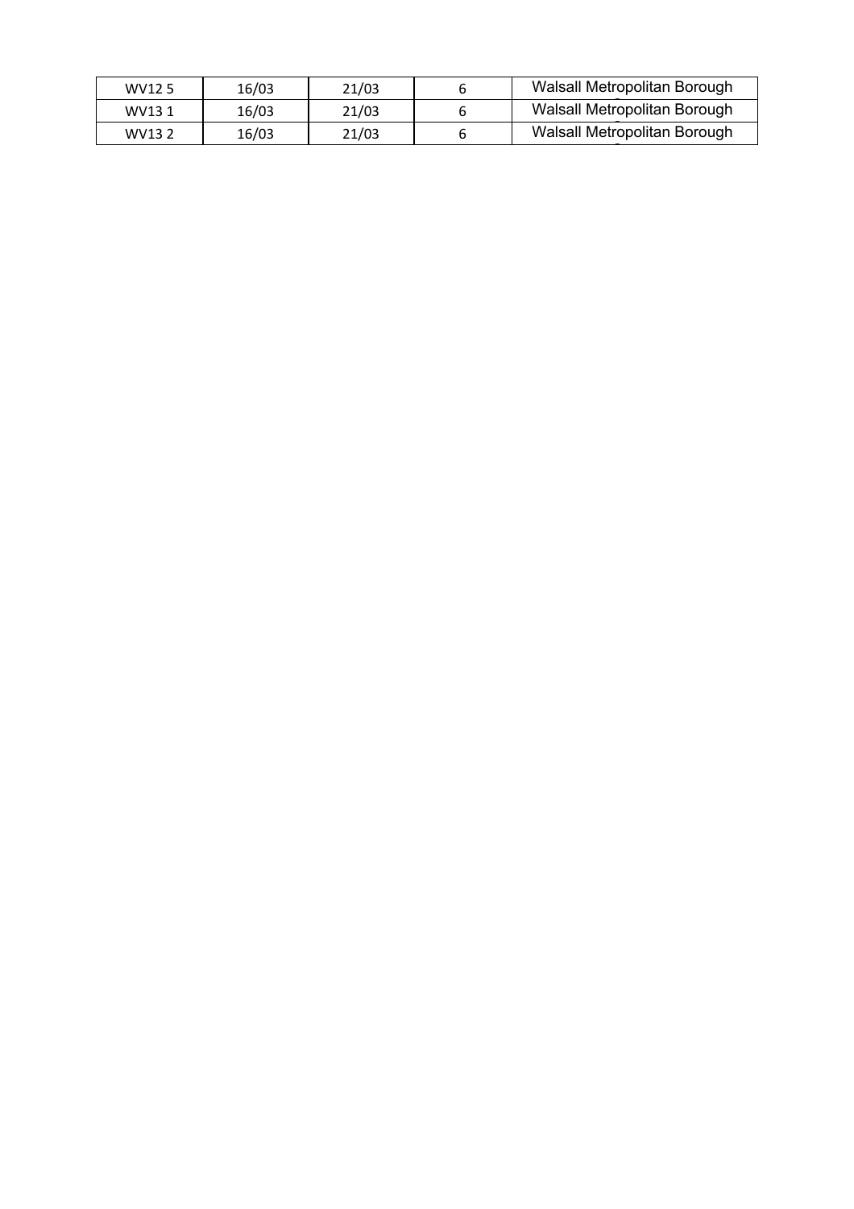| | | | | |
|---|---|---|---|---|
| WV12 5 | 16/03 | 21/03 | 6 | Walsall Metropolitan Borough |
| WV13 1 | 16/03 | 21/03 | 6 | Walsall Metropolitan Borough |
| WV13 2 | 16/03 | 21/03 | 6 | Walsall Metropolitan Borough |